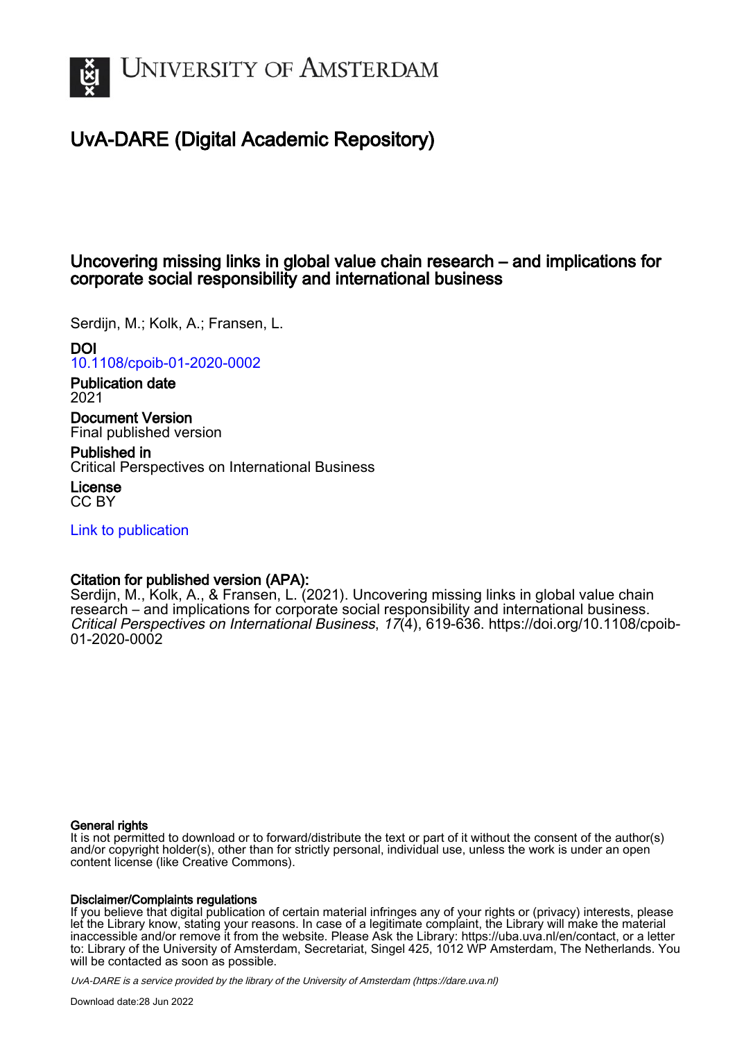# University of Amsterdam

## UvA-DARE (Digital Academic Repository)

### Uncovering missing links in global value chain research – and implications for corporate social responsibility and international business

Serdijn, M.; Kolk, A.; Fransen, L.

**DOI**
10.1108/cpoib-01-2020-0002

**Publication date**
2021

**Document Version**
Final published version

**Published in**
Critical Perspectives on International Business

**License**
CC BY

Link to publication

**Citation for published version (APA):**
Serdijn, M., Kolk, A., & Fransen, L. (2021). Uncovering missing links in global value chain research – and implications for corporate social responsibility and international business. *Critical Perspectives on International Business*, *17*(4), 619-636. https://doi.org/10.1108/cpoib-01-2020-0002

**General rights**
It is not permitted to download or to forward/distribute the text or part of it without the consent of the author(s) and/or copyright holder(s), other than for strictly personal, individual use, unless the work is under an open content license (like Creative Commons).

**Disclaimer/Complaints regulations**
If you believe that digital publication of certain material infringes any of your rights or (privacy) interests, please let the Library know, stating your reasons. In case of a legitimate complaint, the Library will make the material inaccessible and/or remove it from the website. Please Ask the Library: https://uba.uva.nl/en/contact, or a letter to: Library of the University of Amsterdam, Secretariat, Singel 425, 1012 WP Amsterdam, The Netherlands. You will be contacted as soon as possible.

*UvA-DARE is a service provided by the library of the University of Amsterdam (https://dare.uva.nl)*

Download date:28 Jun 2022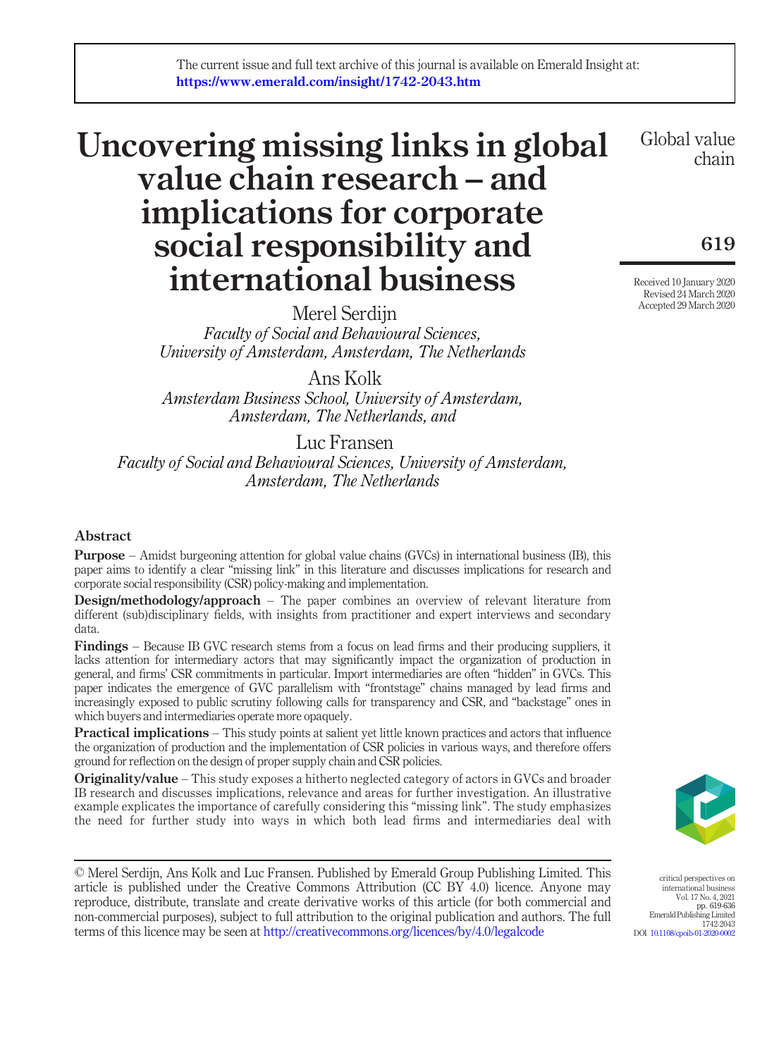# Uncovering missing links in global value chain research – and implications for corporate social responsibility and international business

Merel Serdijn
*Faculty of Social and Behavioural Sciences, University of Amsterdam, Amsterdam, The Netherlands*

Ans Kolk
*Amsterdam Business School, University of Amsterdam, Amsterdam, The Netherlands, and*

Luc Fransen
*Faculty of Social and Behavioural Sciences, University of Amsterdam, Amsterdam, The Netherlands*

Received 10 January 2020
Revised 24 March 2020
Accepted 29 March 2020

## Abstract

**Purpose** – Amidst burgeoning attention for global value chains (GVCs) in international business (IB), this paper aims to identify a clear "missing link" in this literature and discusses implications for research and corporate social responsibility (CSR) policy-making and implementation.

**Design/methodology/approach** – The paper combines an overview of relevant literature from different (sub)disciplinary fields, with insights from practitioner and expert interviews and secondary data.

**Findings** – Because IB GVC research stems from a focus on lead firms and their producing suppliers, it lacks attention for intermediary actors that may significantly impact the organization of production in general, and firms' CSR commitments in particular. Import intermediaries are often "hidden" in GVCs. This paper indicates the emergence of GVC parallelism with "frontstage" chains managed by lead firms and increasingly exposed to public scrutiny following calls for transparency and CSR, and "backstage" ones in which buyers and intermediaries operate more opaquely.

**Practical implications** – This study points at salient yet little known practices and actors that influence the organization of production and the implementation of CSR policies in various ways, and therefore offers ground for reflection on the design of proper supply chain and CSR policies.

**Originality/value** – This study exposes a hitherto neglected category of actors in GVCs and broader IB research and discusses implications, relevance and areas for further investigation. An illustrative example explicates the importance of carefully considering this "missing link". The study emphasizes the need for further study into ways in which both lead firms and intermediaries deal with

© Merel Serdijn, Ans Kolk and Luc Fransen. Published by Emerald Group Publishing Limited. This article is published under the Creative Commons Attribution (CC BY 4.0) licence. Anyone may reproduce, distribute, translate and create derivative works of this article (for both commercial and non-commercial purposes), subject to full attribution to the original publication and authors. The full terms of this licence may be seen at http://creativecommons.org/licences/by/4.0/legalcode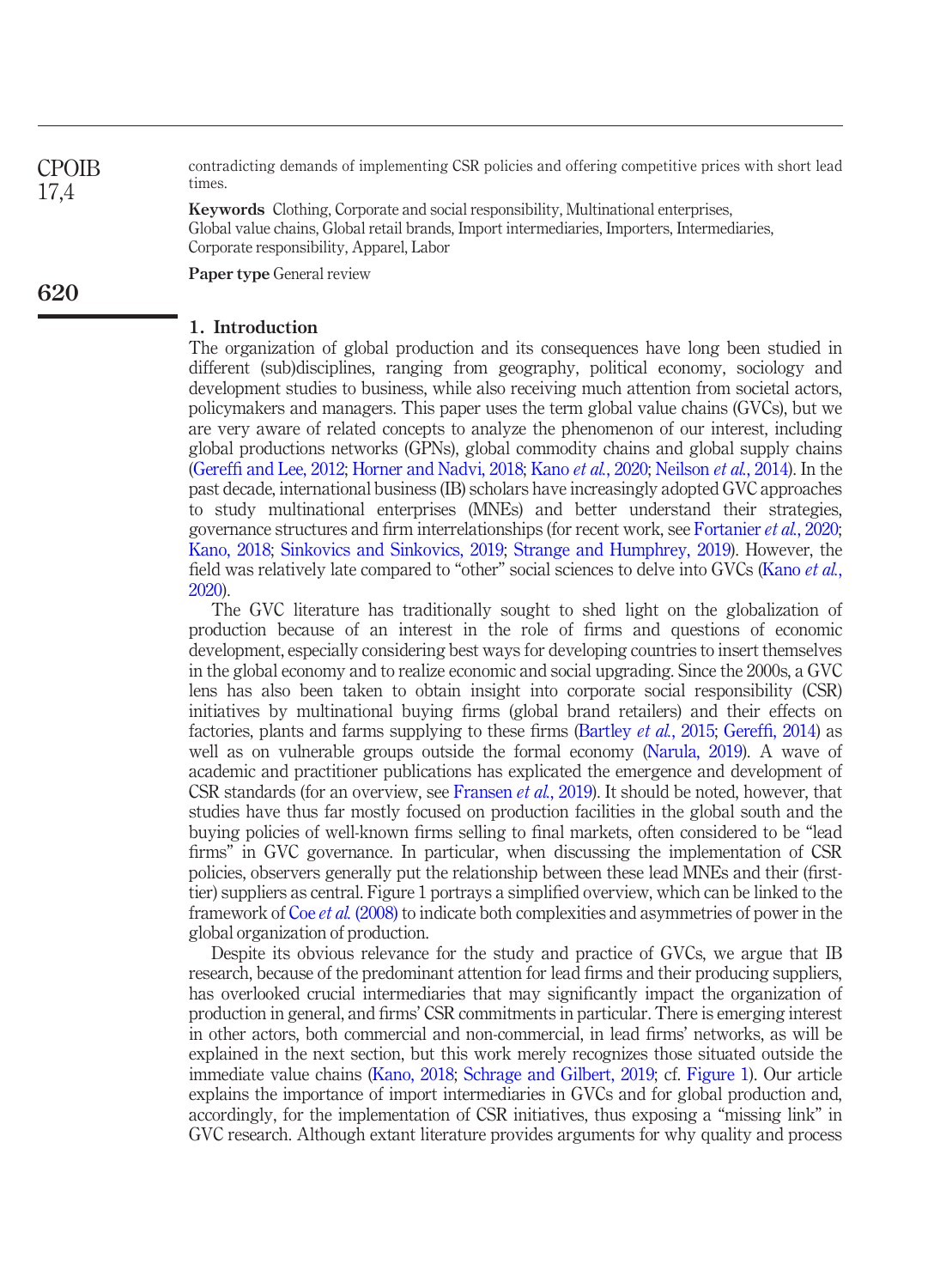contradicting demands of implementing CSR policies and offering competitive prices with short lead times.

**Keywords** Clothing, Corporate and social responsibility, Multinational enterprises, Global value chains, Global retail brands, Import intermediaries, Importers, Intermediaries, Corporate responsibility, Apparel, Labor

**Paper type** General review

## 1. Introduction

The organization of global production and its consequences have long been studied in different (sub)disciplines, ranging from geography, political economy, sociology and development studies to business, while also receiving much attention from societal actors, policymakers and managers. This paper uses the term global value chains (GVCs), but we are very aware of related concepts to analyze the phenomenon of our interest, including global productions networks (GPNs), global commodity chains and global supply chains (Gereffi and Lee, 2012; Horner and Nadvi, 2018; Kano *et al.*, 2020; Neilson *et al.*, 2014). In the past decade, international business (IB) scholars have increasingly adopted GVC approaches to study multinational enterprises (MNEs) and better understand their strategies, governance structures and firm interrelationships (for recent work, see Fortanier *et al.*, 2020; Kano, 2018; Sinkovics and Sinkovics, 2019; Strange and Humphrey, 2019). However, the field was relatively late compared to "other" social sciences to delve into GVCs (Kano *et al.*, 2020).

The GVC literature has traditionally sought to shed light on the globalization of production because of an interest in the role of firms and questions of economic development, especially considering best ways for developing countries to insert themselves in the global economy and to realize economic and social upgrading. Since the 2000s, a GVC lens has also been taken to obtain insight into corporate social responsibility (CSR) initiatives by multinational buying firms (global brand retailers) and their effects on factories, plants and farms supplying to these firms (Bartley *et al.*, 2015; Gereffi, 2014) as well as on vulnerable groups outside the formal economy (Narula, 2019). A wave of academic and practitioner publications has explicated the emergence and development of CSR standards (for an overview, see Fransen *et al.*, 2019). It should be noted, however, that studies have thus far mostly focused on production facilities in the global south and the buying policies of well-known firms selling to final markets, often considered to be "lead firms" in GVC governance. In particular, when discussing the implementation of CSR policies, observers generally put the relationship between these lead MNEs and their (first-tier) suppliers as central. Figure 1 portrays a simplified overview, which can be linked to the framework of Coe *et al.* (2008) to indicate both complexities and asymmetries of power in the global organization of production.

Despite its obvious relevance for the study and practice of GVCs, we argue that IB research, because of the predominant attention for lead firms and their producing suppliers, has overlooked crucial intermediaries that may significantly impact the organization of production in general, and firms' CSR commitments in particular. There is emerging interest in other actors, both commercial and non-commercial, in lead firms' networks, as will be explained in the next section, but this work merely recognizes those situated outside the immediate value chains (Kano, 2018; Schrage and Gilbert, 2019; cf. Figure 1). Our article explains the importance of import intermediaries in GVCs and for global production and, accordingly, for the implementation of CSR initiatives, thus exposing a "missing link" in GVC research. Although extant literature provides arguments for why quality and process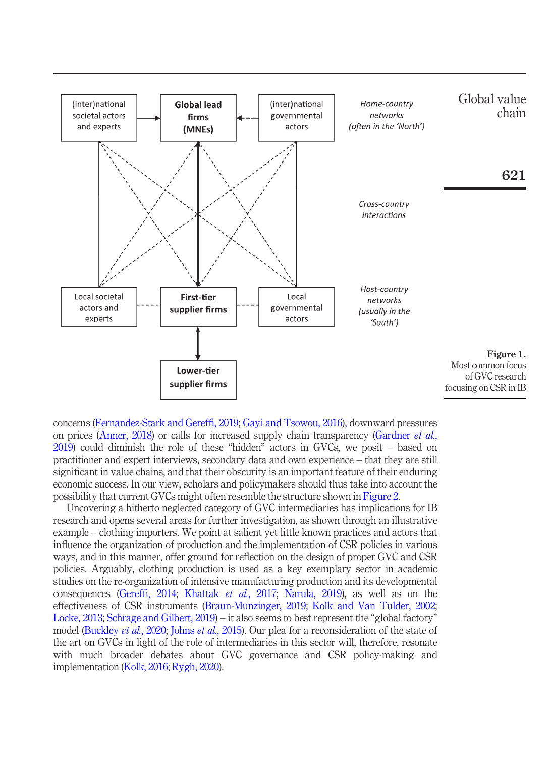Figure 1.
Most common focus of GVC research focusing on CSR in IB

concerns (Fernandez-Stark and Gereffi, 2019; Gayi and Tsowou, 2016), downward pressures on prices (Anner, 2018) or calls for increased supply chain transparency (Gardner *et al.*, 2019) could diminish the role of these "hidden" actors in GVCs, we posit – based on practitioner and expert interviews, secondary data and own experience – that they are still significant in value chains, and that their obscurity is an important feature of their enduring economic success. In our view, scholars and policymakers should thus take into account the possibility that current GVCs might often resemble the structure shown in Figure 2.

Uncovering a hitherto neglected category of GVC intermediaries has implications for IB research and opens several areas for further investigation, as shown through an illustrative example – clothing importers. We point at salient yet little known practices and actors that influence the organization of production and the implementation of CSR policies in various ways, and in this manner, offer ground for reflection on the design of proper GVC and CSR policies. Arguably, clothing production is used as a key exemplary sector in academic studies on the re-organization of intensive manufacturing production and its developmental consequences (Gereffi, 2014; Khattak *et al.*, 2017; Narula, 2019), as well as on the effectiveness of CSR instruments (Braun-Munzinger, 2019; Kolk and Van Tulder, 2002; Locke, 2013; Schrage and Gilbert, 2019) – it also seems to best represent the "global factory" model (Buckley *et al.*, 2020; Johns *et al.*, 2015). Our plea for a reconsideration of the state of the art on GVCs in light of the role of intermediaries in this sector will, therefore, resonate with much broader debates about GVC governance and CSR policy-making and implementation (Kolk, 2016; Rygh, 2020).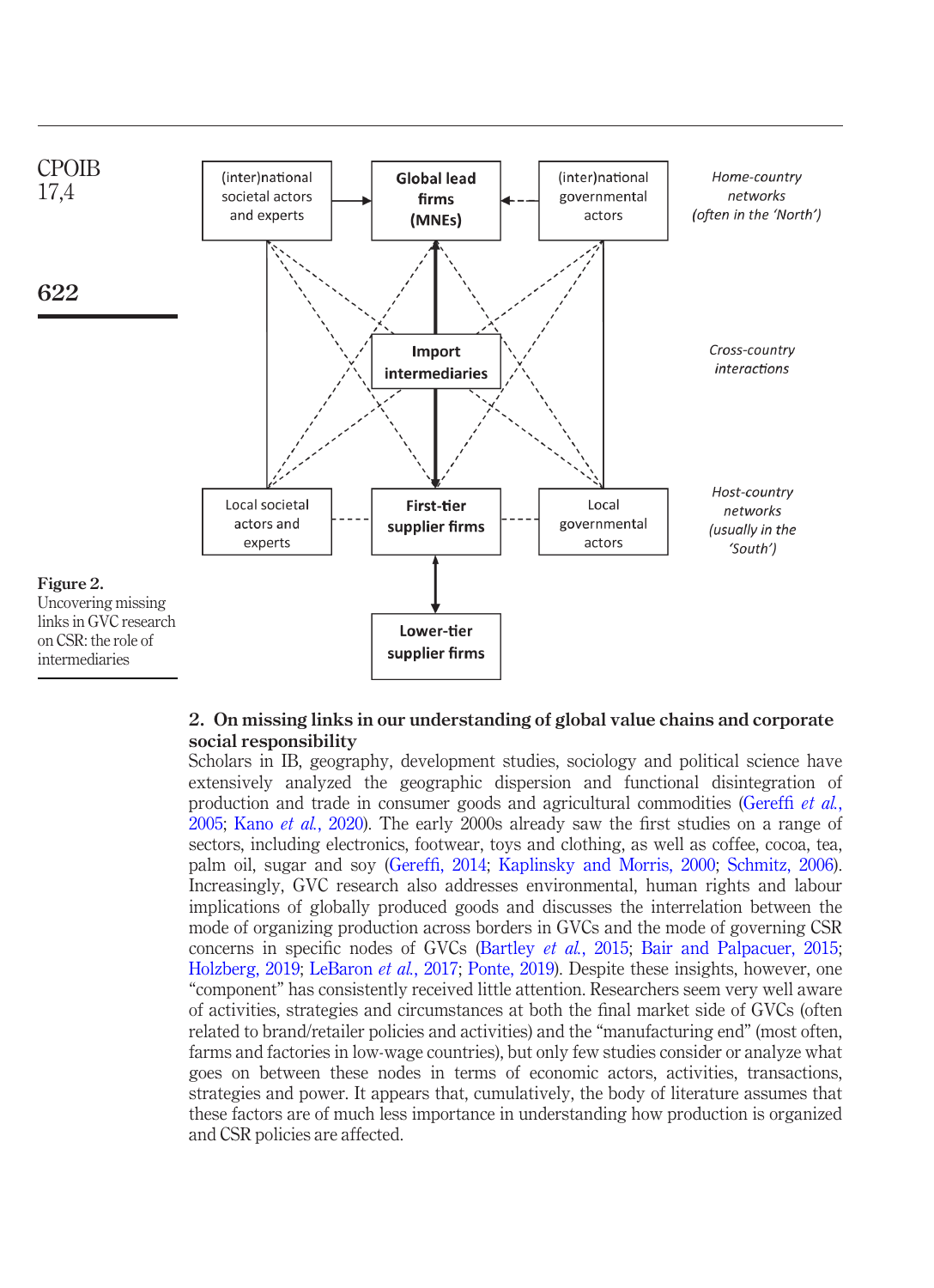**Figure 2.** Uncovering missing links in GVC research on CSR: the role of intermediaries

## 2. On missing links in our understanding of global value chains and corporate social responsibility

Scholars in IB, geography, development studies, sociology and political science have extensively analyzed the geographic dispersion and functional disintegration of production and trade in consumer goods and agricultural commodities (Gereffi *et al.*, 2005; Kano *et al.*, 2020). The early 2000s already saw the first studies on a range of sectors, including electronics, footwear, toys and clothing, as well as coffee, cocoa, tea, palm oil, sugar and soy (Gereffi, 2014; Kaplinsky and Morris, 2000; Schmitz, 2006). Increasingly, GVC research also addresses environmental, human rights and labour implications of globally produced goods and discusses the interrelation between the mode of organizing production across borders in GVCs and the mode of governing CSR concerns in specific nodes of GVCs (Bartley *et al.*, 2015; Bair and Palpacuer, 2015; Holzberg, 2019; LeBaron *et al.*, 2017; Ponte, 2019). Despite these insights, however, one "component" has consistently received little attention. Researchers seem very well aware of activities, strategies and circumstances at both the final market side of GVCs (often related to brand/retailer policies and activities) and the "manufacturing end" (most often, farms and factories in low-wage countries), but only few studies consider or analyze what goes on between these nodes in terms of economic actors, activities, transactions, strategies and power. It appears that, cumulatively, the body of literature assumes that these factors are of much less importance in understanding how production is organized and CSR policies are affected.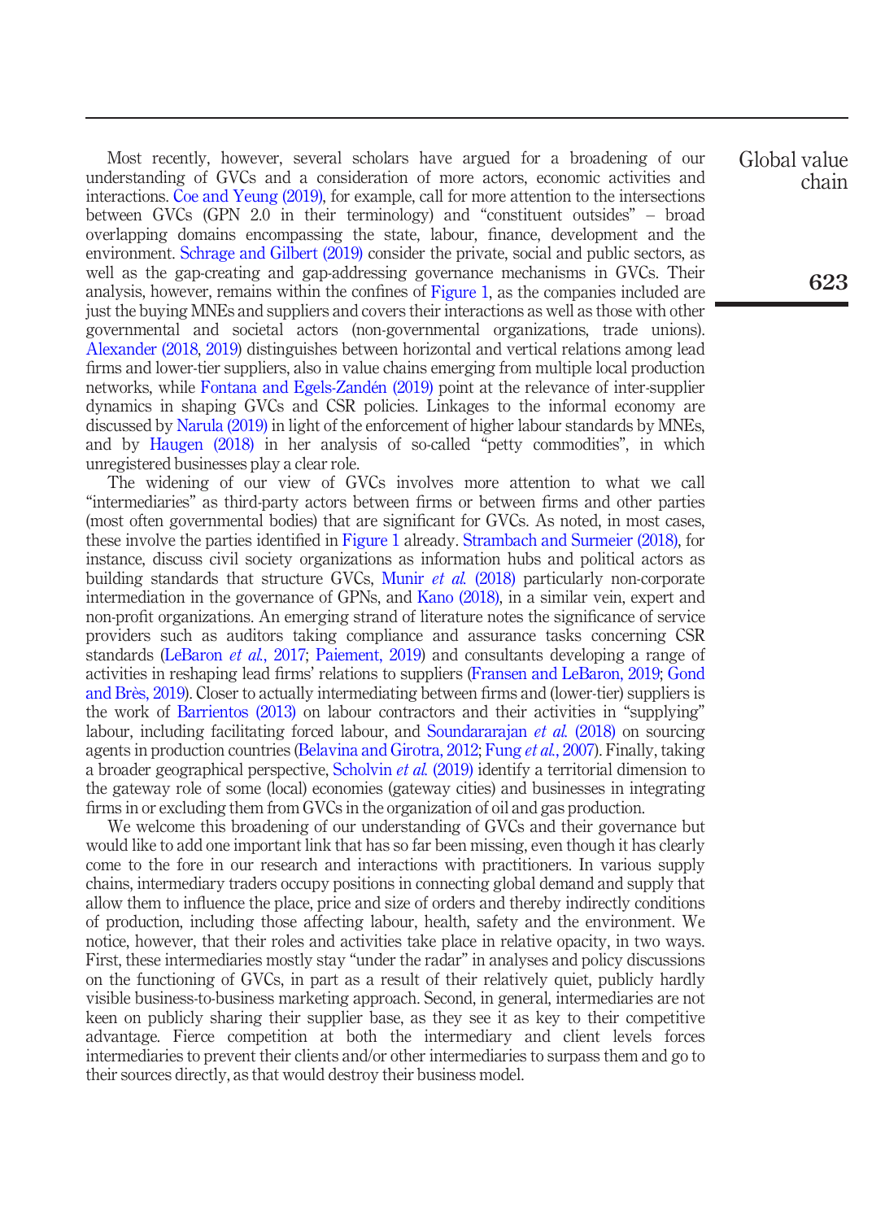Most recently, however, several scholars have argued for a broadening of our understanding of GVCs and a consideration of more actors, economic activities and interactions. Coe and Yeung (2019), for example, call for more attention to the intersections between GVCs (GPN 2.0 in their terminology) and "constituent outsides" – broad overlapping domains encompassing the state, labour, finance, development and the environment. Schrage and Gilbert (2019) consider the private, social and public sectors, as well as the gap-creating and gap-addressing governance mechanisms in GVCs. Their analysis, however, remains within the confines of Figure 1, as the companies included are just the buying MNEs and suppliers and covers their interactions as well as those with other governmental and societal actors (non-governmental organizations, trade unions). Alexander (2018, 2019) distinguishes between horizontal and vertical relations among lead firms and lower-tier suppliers, also in value chains emerging from multiple local production networks, while Fontana and Egels-Zandén (2019) point at the relevance of inter-supplier dynamics in shaping GVCs and CSR policies. Linkages to the informal economy are discussed by Narula (2019) in light of the enforcement of higher labour standards by MNEs, and by Haugen (2018) in her analysis of so-called "petty commodities", in which unregistered businesses play a clear role.

The widening of our view of GVCs involves more attention to what we call "intermediaries" as third-party actors between firms or between firms and other parties (most often governmental bodies) that are significant for GVCs. As noted, in most cases, these involve the parties identified in Figure 1 already. Strambach and Surmeier (2018), for instance, discuss civil society organizations as information hubs and political actors as building standards that structure GVCs, Munir *et al.* (2018) particularly non-corporate intermediation in the governance of GPNs, and Kano (2018), in a similar vein, expert and non-profit organizations. An emerging strand of literature notes the significance of service providers such as auditors taking compliance and assurance tasks concerning CSR standards (LeBaron *et al.*, 2017; Paiement, 2019) and consultants developing a range of activities in reshaping lead firms' relations to suppliers (Fransen and LeBaron, 2019; Gond and Brès, 2019). Closer to actually intermediating between firms and (lower-tier) suppliers is the work of Barrientos (2013) on labour contractors and their activities in "supplying" labour, including facilitating forced labour, and Soundararajan *et al.* (2018) on sourcing agents in production countries (Belavina and Girotra, 2012; Fung *et al.*, 2007). Finally, taking a broader geographical perspective, Scholvin *et al.* (2019) identify a territorial dimension to the gateway role of some (local) economies (gateway cities) and businesses in integrating firms in or excluding them from GVCs in the organization of oil and gas production.

We welcome this broadening of our understanding of GVCs and their governance but would like to add one important link that has so far been missing, even though it has clearly come to the fore in our research and interactions with practitioners. In various supply chains, intermediary traders occupy positions in connecting global demand and supply that allow them to influence the place, price and size of orders and thereby indirectly conditions of production, including those affecting labour, health, safety and the environment. We notice, however, that their roles and activities take place in relative opacity, in two ways. First, these intermediaries mostly stay "under the radar" in analyses and policy discussions on the functioning of GVCs, in part as a result of their relatively quiet, publicly hardly visible business-to-business marketing approach. Second, in general, intermediaries are not keen on publicly sharing their supplier base, as they see it as key to their competitive advantage. Fierce competition at both the intermediary and client levels forces intermediaries to prevent their clients and/or other intermediaries to surpass them and go to their sources directly, as that would destroy their business model.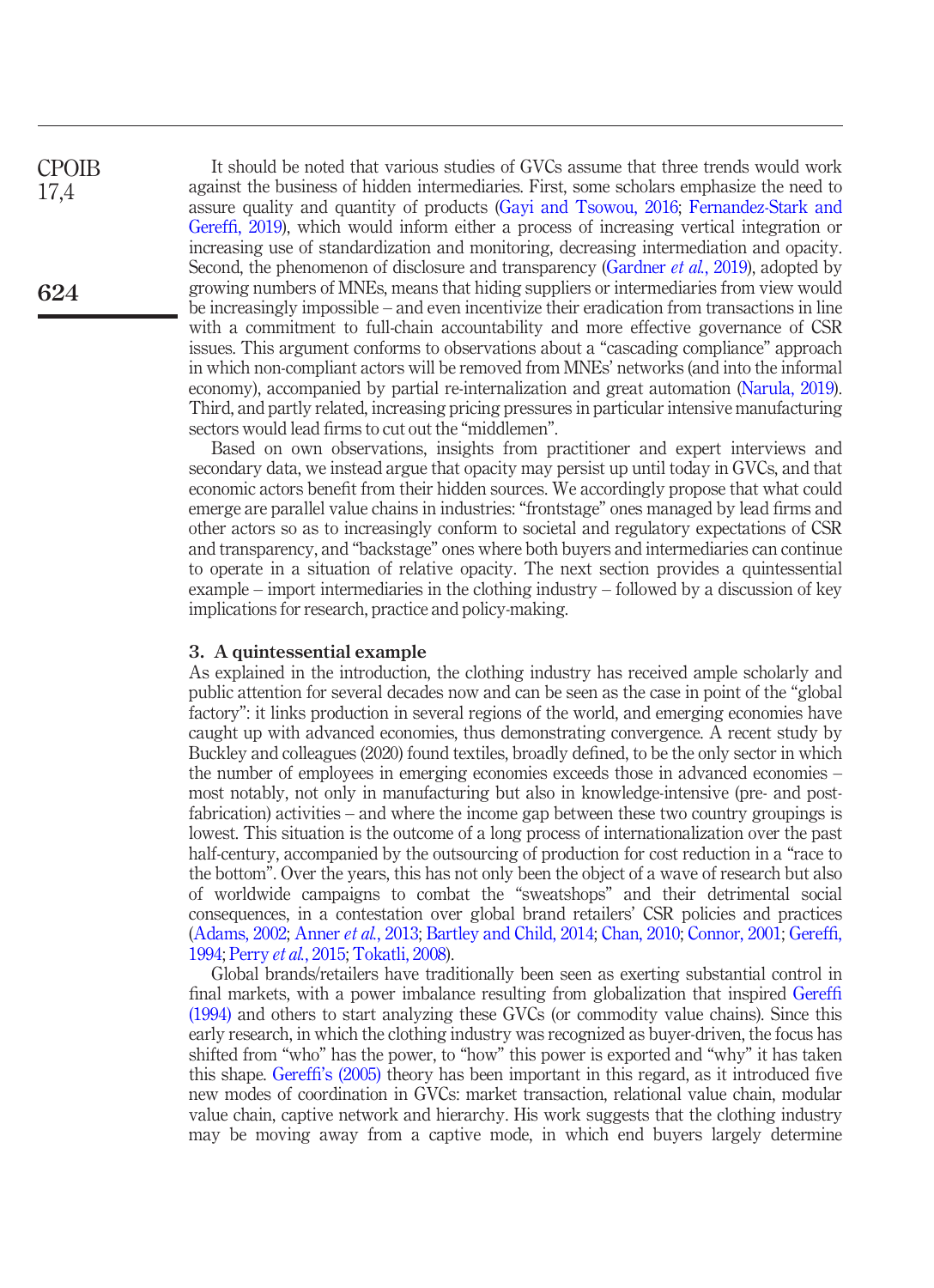It should be noted that various studies of GVCs assume that three trends would work against the business of hidden intermediaries. First, some scholars emphasize the need to assure quality and quantity of products (Gayi and Tsowou, 2016; Fernandez-Stark and Gereffi, 2019), which would inform either a process of increasing vertical integration or increasing use of standardization and monitoring, decreasing intermediation and opacity. Second, the phenomenon of disclosure and transparency (Gardner *et al.*, 2019), adopted by growing numbers of MNEs, means that hiding suppliers or intermediaries from view would be increasingly impossible – and even incentivize their eradication from transactions in line with a commitment to full-chain accountability and more effective governance of CSR issues. This argument conforms to observations about a "cascading compliance" approach in which non-compliant actors will be removed from MNEs' networks (and into the informal economy), accompanied by partial re-internalization and great automation (Narula, 2019). Third, and partly related, increasing pricing pressures in particular intensive manufacturing sectors would lead firms to cut out the "middlemen".

Based on own observations, insights from practitioner and expert interviews and secondary data, we instead argue that opacity may persist up until today in GVCs, and that economic actors benefit from their hidden sources. We accordingly propose that what could emerge are parallel value chains in industries: "frontstage" ones managed by lead firms and other actors so as to increasingly conform to societal and regulatory expectations of CSR and transparency, and "backstage" ones where both buyers and intermediaries can continue to operate in a situation of relative opacity. The next section provides a quintessential example – import intermediaries in the clothing industry – followed by a discussion of key implications for research, practice and policy-making.

## 3. A quintessential example

As explained in the introduction, the clothing industry has received ample scholarly and public attention for several decades now and can be seen as the case in point of the "global factory": it links production in several regions of the world, and emerging economies have caught up with advanced economies, thus demonstrating convergence. A recent study by Buckley and colleagues (2020) found textiles, broadly defined, to be the only sector in which the number of employees in emerging economies exceeds those in advanced economies – most notably, not only in manufacturing but also in knowledge-intensive (pre- and post-fabrication) activities – and where the income gap between these two country groupings is lowest. This situation is the outcome of a long process of internationalization over the past half-century, accompanied by the outsourcing of production for cost reduction in a "race to the bottom". Over the years, this has not only been the object of a wave of research but also of worldwide campaigns to combat the "sweatshops" and their detrimental social consequences, in a contestation over global brand retailers' CSR policies and practices (Adams, 2002; Anner *et al.*, 2013; Bartley and Child, 2014; Chan, 2010; Connor, 2001; Gereffi, 1994; Perry *et al.*, 2015; Tokatli, 2008).

Global brands/retailers have traditionally been seen as exerting substantial control in final markets, with a power imbalance resulting from globalization that inspired Gereffi (1994) and others to start analyzing these GVCs (or commodity value chains). Since this early research, in which the clothing industry was recognized as buyer-driven, the focus has shifted from "who" has the power, to "how" this power is exported and "why" it has taken this shape. Gereffi's (2005) theory has been important in this regard, as it introduced five new modes of coordination in GVCs: market transaction, relational value chain, modular value chain, captive network and hierarchy. His work suggests that the clothing industry may be moving away from a captive mode, in which end buyers largely determine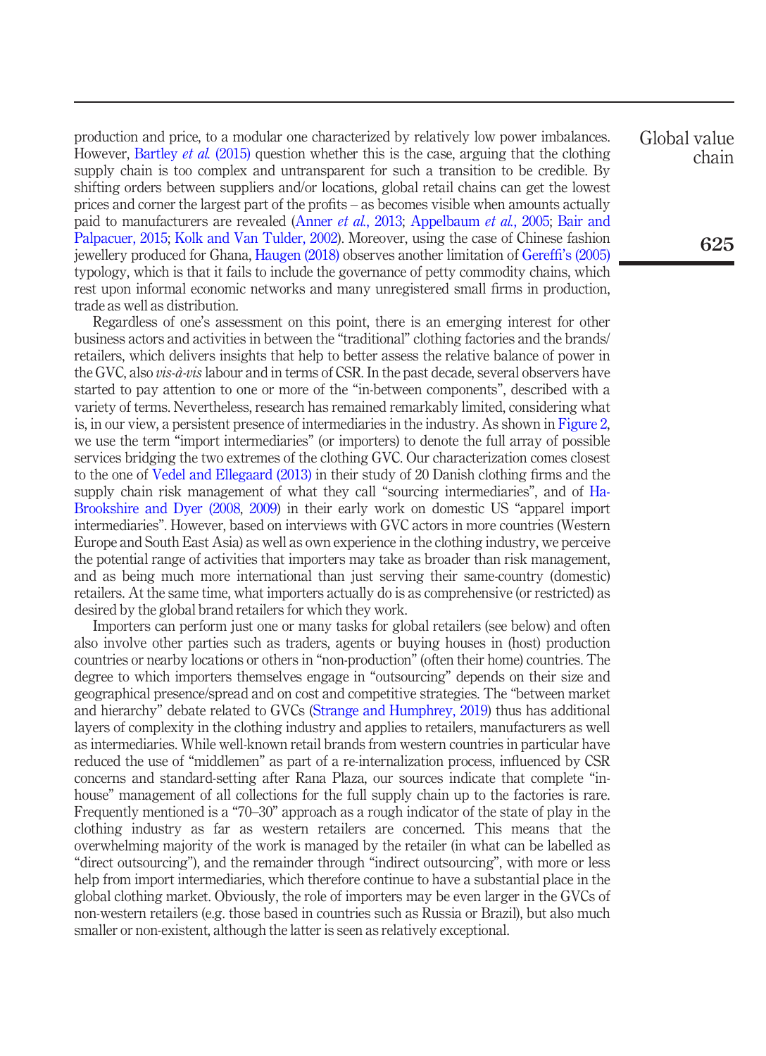production and price, to a modular one characterized by relatively low power imbalances. However, Bartley *et al.* (2015) question whether this is the case, arguing that the clothing supply chain is too complex and untransparent for such a transition to be credible. By shifting orders between suppliers and/or locations, global retail chains can get the lowest prices and corner the largest part of the profits – as becomes visible when amounts actually paid to manufacturers are revealed (Anner *et al.*, 2013; Appelbaum *et al.*, 2005; Bair and Palpacuer, 2015; Kolk and Van Tulder, 2002). Moreover, using the case of Chinese fashion jewellery produced for Ghana, Haugen (2018) observes another limitation of Gereffi's (2005) typology, which is that it fails to include the governance of petty commodity chains, which rest upon informal economic networks and many unregistered small firms in production, trade as well as distribution.

Regardless of one's assessment on this point, there is an emerging interest for other business actors and activities in between the "traditional" clothing factories and the brands/retailers, which delivers insights that help to better assess the relative balance of power in the GVC, also *vis-à-vis* labour and in terms of CSR. In the past decade, several observers have started to pay attention to one or more of the "in-between components", described with a variety of terms. Nevertheless, research has remained remarkably limited, considering what is, in our view, a persistent presence of intermediaries in the industry. As shown in Figure 2, we use the term "import intermediaries" (or importers) to denote the full array of possible services bridging the two extremes of the clothing GVC. Our characterization comes closest to the one of Vedel and Ellegaard (2013) in their study of 20 Danish clothing firms and the supply chain risk management of what they call "sourcing intermediaries", and of Ha-Brookshire and Dyer (2008, 2009) in their early work on domestic US "apparel import intermediaries". However, based on interviews with GVC actors in more countries (Western Europe and South East Asia) as well as own experience in the clothing industry, we perceive the potential range of activities that importers may take as broader than risk management, and as being much more international than just serving their same-country (domestic) retailers. At the same time, what importers actually do is as comprehensive (or restricted) as desired by the global brand retailers for which they work.

Importers can perform just one or many tasks for global retailers (see below) and often also involve other parties such as traders, agents or buying houses in (host) production countries or nearby locations or others in "non-production" (often their home) countries. The degree to which importers themselves engage in "outsourcing" depends on their size and geographical presence/spread and on cost and competitive strategies. The "between market and hierarchy" debate related to GVCs (Strange and Humphrey, 2019) thus has additional layers of complexity in the clothing industry and applies to retailers, manufacturers as well as intermediaries. While well-known retail brands from western countries in particular have reduced the use of "middlemen" as part of a re-internalization process, influenced by CSR concerns and standard-setting after Rana Plaza, our sources indicate that complete "in-house" management of all collections for the full supply chain up to the factories is rare. Frequently mentioned is a "70–30" approach as a rough indicator of the state of play in the clothing industry as far as western retailers are concerned. This means that the overwhelming majority of the work is managed by the retailer (in what can be labelled as "direct outsourcing"), and the remainder through "indirect outsourcing", with more or less help from import intermediaries, which therefore continue to have a substantial place in the global clothing market. Obviously, the role of importers may be even larger in the GVCs of non-western retailers (e.g. those based in countries such as Russia or Brazil), but also much smaller or non-existent, although the latter is seen as relatively exceptional.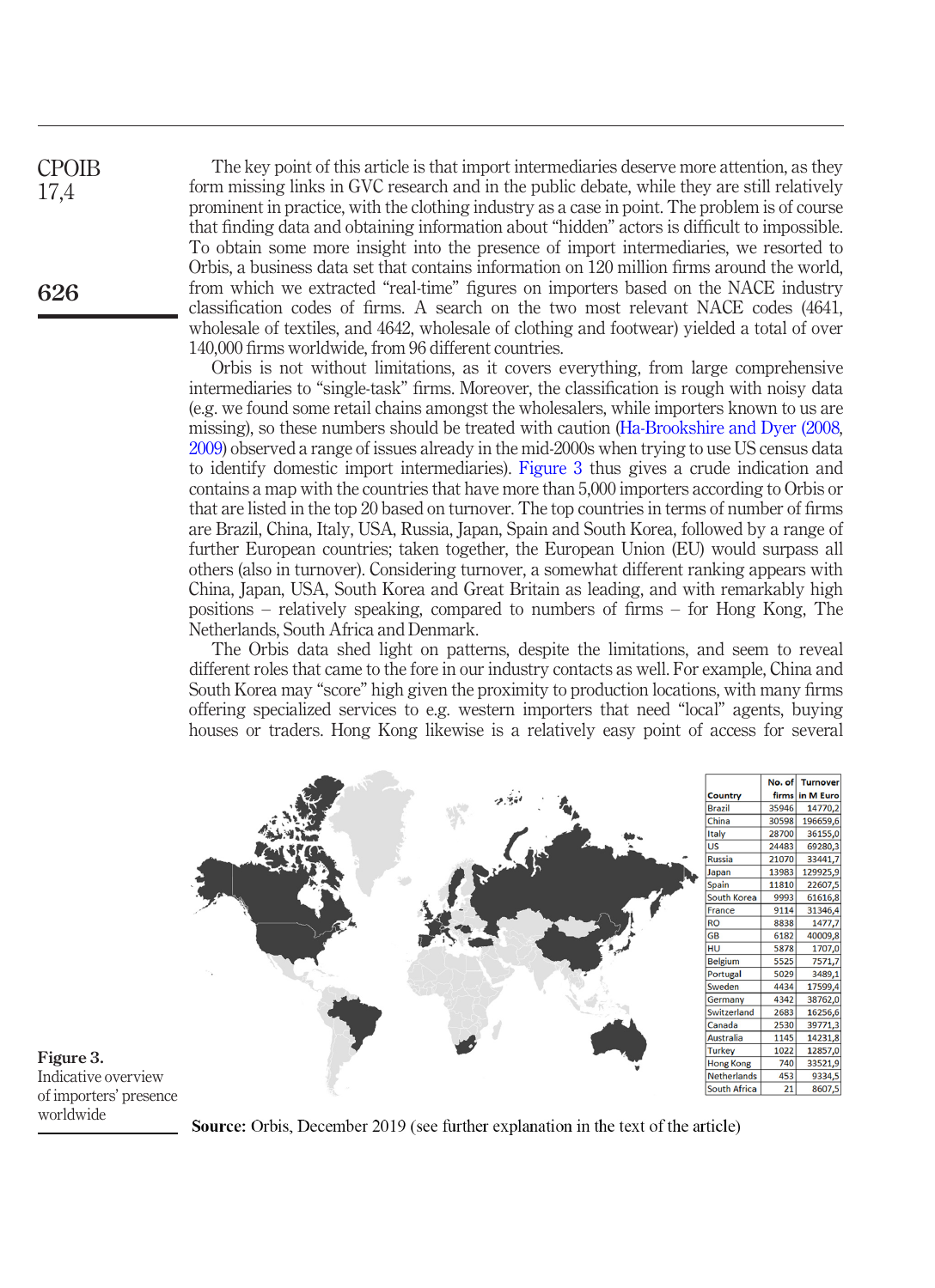The key point of this article is that import intermediaries deserve more attention, as they form missing links in GVC research and in the public debate, while they are still relatively prominent in practice, with the clothing industry as a case in point. The problem is of course that finding data and obtaining information about "hidden" actors is difficult to impossible. To obtain some more insight into the presence of import intermediaries, we resorted to Orbis, a business data set that contains information on 120 million firms around the world, from which we extracted "real-time" figures on importers based on the NACE industry classification codes of firms. A search on the two most relevant NACE codes (4641, wholesale of textiles, and 4642, wholesale of clothing and footwear) yielded a total of over 140,000 firms worldwide, from 96 different countries.

Orbis is not without limitations, as it covers everything, from large comprehensive intermediaries to "single-task" firms. Moreover, the classification is rough with noisy data (e.g. we found some retail chains amongst the wholesalers, while importers known to us are missing), so these numbers should be treated with caution (Ha-Brookshire and Dyer (2008, 2009) observed a range of issues already in the mid-2000s when trying to use US census data to identify domestic import intermediaries). Figure 3 thus gives a crude indication and contains a map with the countries that have more than 5,000 importers according to Orbis or that are listed in the top 20 based on turnover. The top countries in terms of number of firms are Brazil, China, Italy, USA, Russia, Japan, Spain and South Korea, followed by a range of further European countries; taken together, the European Union (EU) would surpass all others (also in turnover). Considering turnover, a somewhat different ranking appears with China, Japan, USA, South Korea and Great Britain as leading, and with remarkably high positions – relatively speaking, compared to numbers of firms – for Hong Kong, The Netherlands, South Africa and Denmark.

The Orbis data shed light on patterns, despite the limitations, and seem to reveal different roles that came to the fore in our industry contacts as well. For example, China and South Korea may "score" high given the proximity to production locations, with many firms offering specialized services to e.g. western importers that need "local" agents, buying houses or traders. Hong Kong likewise is a relatively easy point of access for several

| Country | No. of firms | Turnover in M Euro |
|---|---|---|
| Brazil | 35946 | 14770,2 |
| China | 30598 | 196659,6 |
| Italy | 28700 | 36155,0 |
| US | 24483 | 69280,3 |
| Russia | 21070 | 33441,7 |
| Japan | 13983 | 129925,9 |
| Spain | 11810 | 22607,5 |
| South Korea | 9993 | 61616,8 |
| France | 9114 | 31346,4 |
| RO | 8838 | 1477,7 |
| GB | 6182 | 40009,8 |
| HU | 5878 | 1707,0 |
| Belgium | 5525 | 7571,7 |
| Portugal | 5029 | 3489,1 |
| Sweden | 4434 | 17599,4 |
| Germany | 4342 | 38762,0 |
| Switzerland | 2683 | 16256,6 |
| Canada | 2530 | 39771,3 |
| Australia | 1145 | 14231,8 |
| Turkey | 1022 | 12857,0 |
| Hong Kong | 740 | 33521,9 |
| Netherlands | 453 | 9334,5 |
| South Africa | 21 | 8607,5 |

**Source:** Orbis, December 2019 (see further explanation in the text of the article)

**Figure 3.** Indicative overview of importers' presence worldwide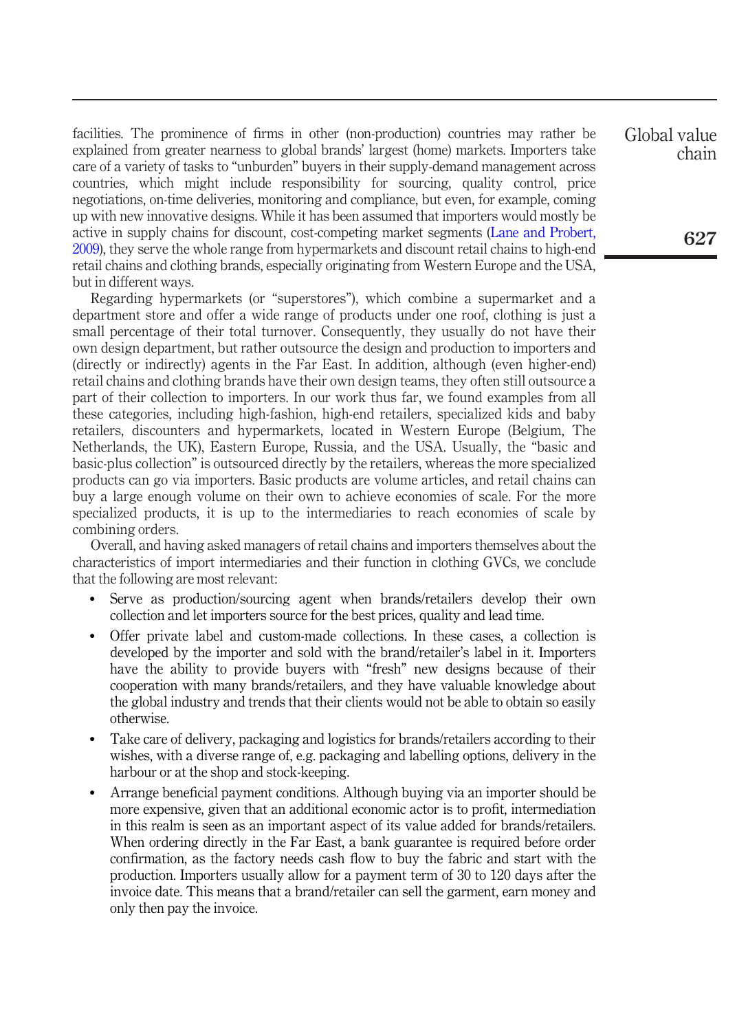facilities. The prominence of firms in other (non-production) countries may rather be explained from greater nearness to global brands' largest (home) markets. Importers take care of a variety of tasks to "unburden" buyers in their supply-demand management across countries, which might include responsibility for sourcing, quality control, price negotiations, on-time deliveries, monitoring and compliance, but even, for example, coming up with new innovative designs. While it has been assumed that importers would mostly be active in supply chains for discount, cost-competing market segments (Lane and Probert, 2009), they serve the whole range from hypermarkets and discount retail chains to high-end retail chains and clothing brands, especially originating from Western Europe and the USA, but in different ways.

Regarding hypermarkets (or "superstores"), which combine a supermarket and a department store and offer a wide range of products under one roof, clothing is just a small percentage of their total turnover. Consequently, they usually do not have their own design department, but rather outsource the design and production to importers and (directly or indirectly) agents in the Far East. In addition, although (even higher-end) retail chains and clothing brands have their own design teams, they often still outsource a part of their collection to importers. In our work thus far, we found examples from all these categories, including high-fashion, high-end retailers, specialized kids and baby retailers, discounters and hypermarkets, located in Western Europe (Belgium, The Netherlands, the UK), Eastern Europe, Russia, and the USA. Usually, the "basic and basic-plus collection" is outsourced directly by the retailers, whereas the more specialized products can go via importers. Basic products are volume articles, and retail chains can buy a large enough volume on their own to achieve economies of scale. For the more specialized products, it is up to the intermediaries to reach economies of scale by combining orders.

Overall, and having asked managers of retail chains and importers themselves about the characteristics of import intermediaries and their function in clothing GVCs, we conclude that the following are most relevant:

- Serve as production/sourcing agent when brands/retailers develop their own collection and let importers source for the best prices, quality and lead time.
- Offer private label and custom-made collections. In these cases, a collection is developed by the importer and sold with the brand/retailer's label in it. Importers have the ability to provide buyers with "fresh" new designs because of their cooperation with many brands/retailers, and they have valuable knowledge about the global industry and trends that their clients would not be able to obtain so easily otherwise.
- Take care of delivery, packaging and logistics for brands/retailers according to their wishes, with a diverse range of, e.g. packaging and labelling options, delivery in the harbour or at the shop and stock-keeping.
- Arrange beneficial payment conditions. Although buying via an importer should be more expensive, given that an additional economic actor is to profit, intermediation in this realm is seen as an important aspect of its value added for brands/retailers. When ordering directly in the Far East, a bank guarantee is required before order confirmation, as the factory needs cash flow to buy the fabric and start with the production. Importers usually allow for a payment term of 30 to 120 days after the invoice date. This means that a brand/retailer can sell the garment, earn money and only then pay the invoice.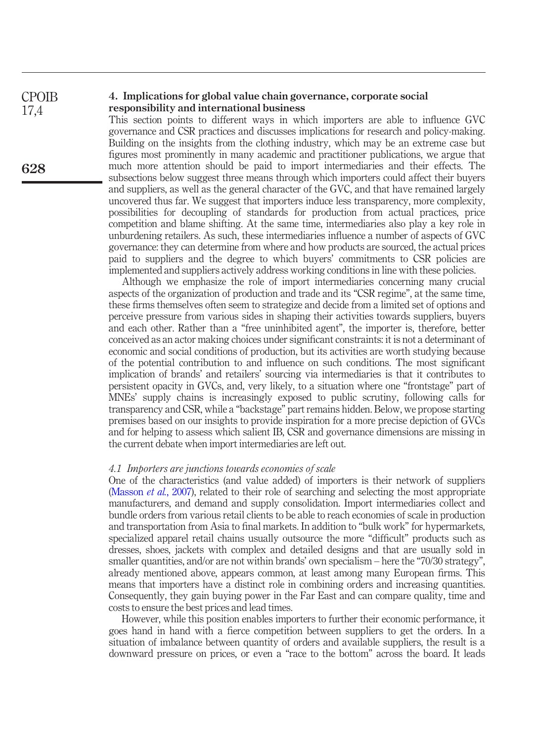## 4. Implications for global value chain governance, corporate social responsibility and international business

This section points to different ways in which importers are able to influence GVC governance and CSR practices and discusses implications for research and policy-making. Building on the insights from the clothing industry, which may be an extreme case but figures most prominently in many academic and practitioner publications, we argue that much more attention should be paid to import intermediaries and their effects. The subsections below suggest three means through which importers could affect their buyers and suppliers, as well as the general character of the GVC, and that have remained largely uncovered thus far. We suggest that importers induce less transparency, more complexity, possibilities for decoupling of standards for production from actual practices, price competition and blame shifting. At the same time, intermediaries also play a key role in unburdening retailers. As such, these intermediaries influence a number of aspects of GVC governance: they can determine from where and how products are sourced, the actual prices paid to suppliers and the degree to which buyers' commitments to CSR policies are implemented and suppliers actively address working conditions in line with these policies.

Although we emphasize the role of import intermediaries concerning many crucial aspects of the organization of production and trade and its "CSR regime", at the same time, these firms themselves often seem to strategize and decide from a limited set of options and perceive pressure from various sides in shaping their activities towards suppliers, buyers and each other. Rather than a "free uninhibited agent", the importer is, therefore, better conceived as an actor making choices under significant constraints: it is not a determinant of economic and social conditions of production, but its activities are worth studying because of the potential contribution to and influence on such conditions. The most significant implication of brands' and retailers' sourcing via intermediaries is that it contributes to persistent opacity in GVCs, and, very likely, to a situation where one "frontstage" part of MNEs' supply chains is increasingly exposed to public scrutiny, following calls for transparency and CSR, while a "backstage" part remains hidden. Below, we propose starting premises based on our insights to provide inspiration for a more precise depiction of GVCs and for helping to assess which salient IB, CSR and governance dimensions are missing in the current debate when import intermediaries are left out.

### *4.1 Importers are junctions towards economies of scale*

One of the characteristics (and value added) of importers is their network of suppliers (Masson *et al.*, 2007), related to their role of searching and selecting the most appropriate manufacturers, and demand and supply consolidation. Import intermediaries collect and bundle orders from various retail clients to be able to reach economies of scale in production and transportation from Asia to final markets. In addition to "bulk work" for hypermarkets, specialized apparel retail chains usually outsource the more "difficult" products such as dresses, shoes, jackets with complex and detailed designs and that are usually sold in smaller quantities, and/or are not within brands' own specialism – here the "70/30 strategy", already mentioned above, appears common, at least among many European firms. This means that importers have a distinct role in combining orders and increasing quantities. Consequently, they gain buying power in the Far East and can compare quality, time and costs to ensure the best prices and lead times.

However, while this position enables importers to further their economic performance, it goes hand in hand with a fierce competition between suppliers to get the orders. In a situation of imbalance between quantity of orders and available suppliers, the result is a downward pressure on prices, or even a "race to the bottom" across the board. It leads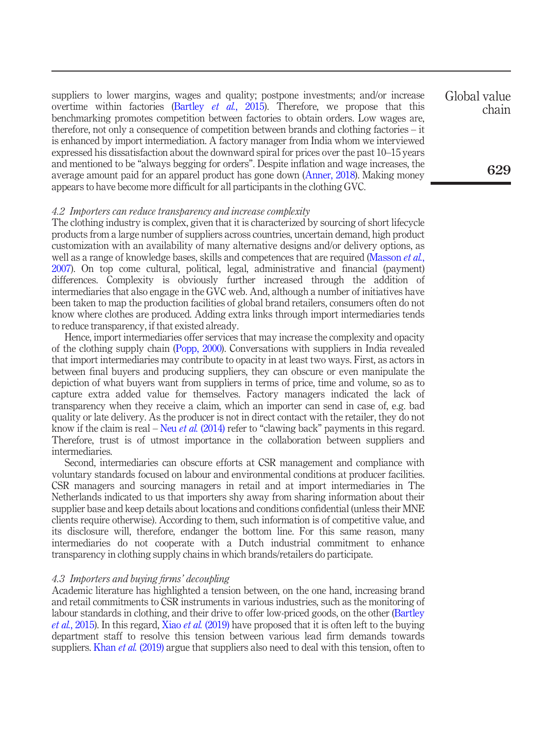suppliers to lower margins, wages and quality; postpone investments; and/or increase overtime within factories (Bartley *et al.*, 2015). Therefore, we propose that this benchmarking promotes competition between factories to obtain orders. Low wages are, therefore, not only a consequence of competition between brands and clothing factories – it is enhanced by import intermediation. A factory manager from India whom we interviewed expressed his dissatisfaction about the downward spiral for prices over the past 10–15 years and mentioned to be "always begging for orders". Despite inflation and wage increases, the average amount paid for an apparel product has gone down (Anner, 2018). Making money appears to have become more difficult for all participants in the clothing GVC.

### *4.2 Importers can reduce transparency and increase complexity*

The clothing industry is complex, given that it is characterized by sourcing of short lifecycle products from a large number of suppliers across countries, uncertain demand, high product customization with an availability of many alternative designs and/or delivery options, as well as a range of knowledge bases, skills and competences that are required (Masson *et al.*, 2007). On top come cultural, political, legal, administrative and financial (payment) differences. Complexity is obviously further increased through the addition of intermediaries that also engage in the GVC web. And, although a number of initiatives have been taken to map the production facilities of global brand retailers, consumers often do not know where clothes are produced. Adding extra links through import intermediaries tends to reduce transparency, if that existed already.

Hence, import intermediaries offer services that may increase the complexity and opacity of the clothing supply chain (Popp, 2000). Conversations with suppliers in India revealed that import intermediaries may contribute to opacity in at least two ways. First, as actors in between final buyers and producing suppliers, they can obscure or even manipulate the depiction of what buyers want from suppliers in terms of price, time and volume, so as to capture extra added value for themselves. Factory managers indicated the lack of transparency when they receive a claim, which an importer can send in case of, e.g. bad quality or late delivery. As the producer is not in direct contact with the retailer, they do not know if the claim is real – Neu *et al.* (2014) refer to "clawing back" payments in this regard. Therefore, trust is of utmost importance in the collaboration between suppliers and intermediaries.

Second, intermediaries can obscure efforts at CSR management and compliance with voluntary standards focused on labour and environmental conditions at producer facilities. CSR managers and sourcing managers in retail and at import intermediaries in The Netherlands indicated to us that importers shy away from sharing information about their supplier base and keep details about locations and conditions confidential (unless their MNE clients require otherwise). According to them, such information is of competitive value, and its disclosure will, therefore, endanger the bottom line. For this same reason, many intermediaries do not cooperate with a Dutch industrial commitment to enhance transparency in clothing supply chains in which brands/retailers do participate.

### *4.3 Importers and buying firms' decoupling*

Academic literature has highlighted a tension between, on the one hand, increasing brand and retail commitments to CSR instruments in various industries, such as the monitoring of labour standards in clothing, and their drive to offer low-priced goods, on the other (Bartley *et al.*, 2015). In this regard, Xiao *et al.* (2019) have proposed that it is often left to the buying department staff to resolve this tension between various lead firm demands towards suppliers. Khan *et al.* (2019) argue that suppliers also need to deal with this tension, often to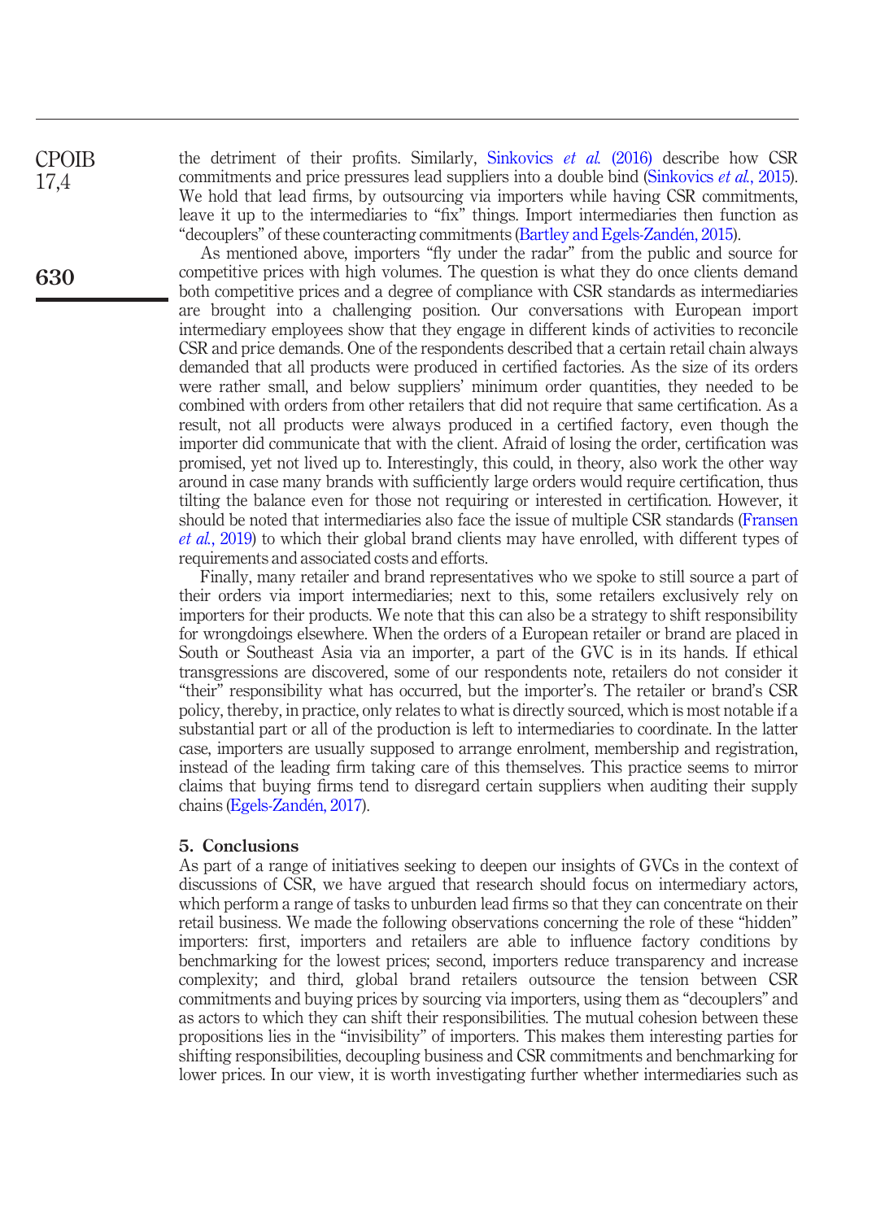the detriment of their profits. Similarly, Sinkovics *et al.* (2016) describe how CSR commitments and price pressures lead suppliers into a double bind (Sinkovics *et al.*, 2015). We hold that lead firms, by outsourcing via importers while having CSR commitments, leave it up to the intermediaries to "fix" things. Import intermediaries then function as "decouplers" of these counteracting commitments (Bartley and Egels-Zandén, 2015).

As mentioned above, importers "fly under the radar" from the public and source for competitive prices with high volumes. The question is what they do once clients demand both competitive prices and a degree of compliance with CSR standards as intermediaries are brought into a challenging position. Our conversations with European import intermediary employees show that they engage in different kinds of activities to reconcile CSR and price demands. One of the respondents described that a certain retail chain always demanded that all products were produced in certified factories. As the size of its orders were rather small, and below suppliers' minimum order quantities, they needed to be combined with orders from other retailers that did not require that same certification. As a result, not all products were always produced in a certified factory, even though the importer did communicate that with the client. Afraid of losing the order, certification was promised, yet not lived up to. Interestingly, this could, in theory, also work the other way around in case many brands with sufficiently large orders would require certification, thus tilting the balance even for those not requiring or interested in certification. However, it should be noted that intermediaries also face the issue of multiple CSR standards (Fransen *et al.*, 2019) to which their global brand clients may have enrolled, with different types of requirements and associated costs and efforts.

Finally, many retailer and brand representatives who we spoke to still source a part of their orders via import intermediaries; next to this, some retailers exclusively rely on importers for their products. We note that this can also be a strategy to shift responsibility for wrongdoings elsewhere. When the orders of a European retailer or brand are placed in South or Southeast Asia via an importer, a part of the GVC is in its hands. If ethical transgressions are discovered, some of our respondents note, retailers do not consider it "their" responsibility what has occurred, but the importer's. The retailer or brand's CSR policy, thereby, in practice, only relates to what is directly sourced, which is most notable if a substantial part or all of the production is left to intermediaries to coordinate. In the latter case, importers are usually supposed to arrange enrolment, membership and registration, instead of the leading firm taking care of this themselves. This practice seems to mirror claims that buying firms tend to disregard certain suppliers when auditing their supply chains (Egels-Zandén, 2017).

## 5. Conclusions

As part of a range of initiatives seeking to deepen our insights of GVCs in the context of discussions of CSR, we have argued that research should focus on intermediary actors, which perform a range of tasks to unburden lead firms so that they can concentrate on their retail business. We made the following observations concerning the role of these "hidden" importers: first, importers and retailers are able to influence factory conditions by benchmarking for the lowest prices; second, importers reduce transparency and increase complexity; and third, global brand retailers outsource the tension between CSR commitments and buying prices by sourcing via importers, using them as "decouplers" and as actors to which they can shift their responsibilities. The mutual cohesion between these propositions lies in the "invisibility" of importers. This makes them interesting parties for shifting responsibilities, decoupling business and CSR commitments and benchmarking for lower prices. In our view, it is worth investigating further whether intermediaries such as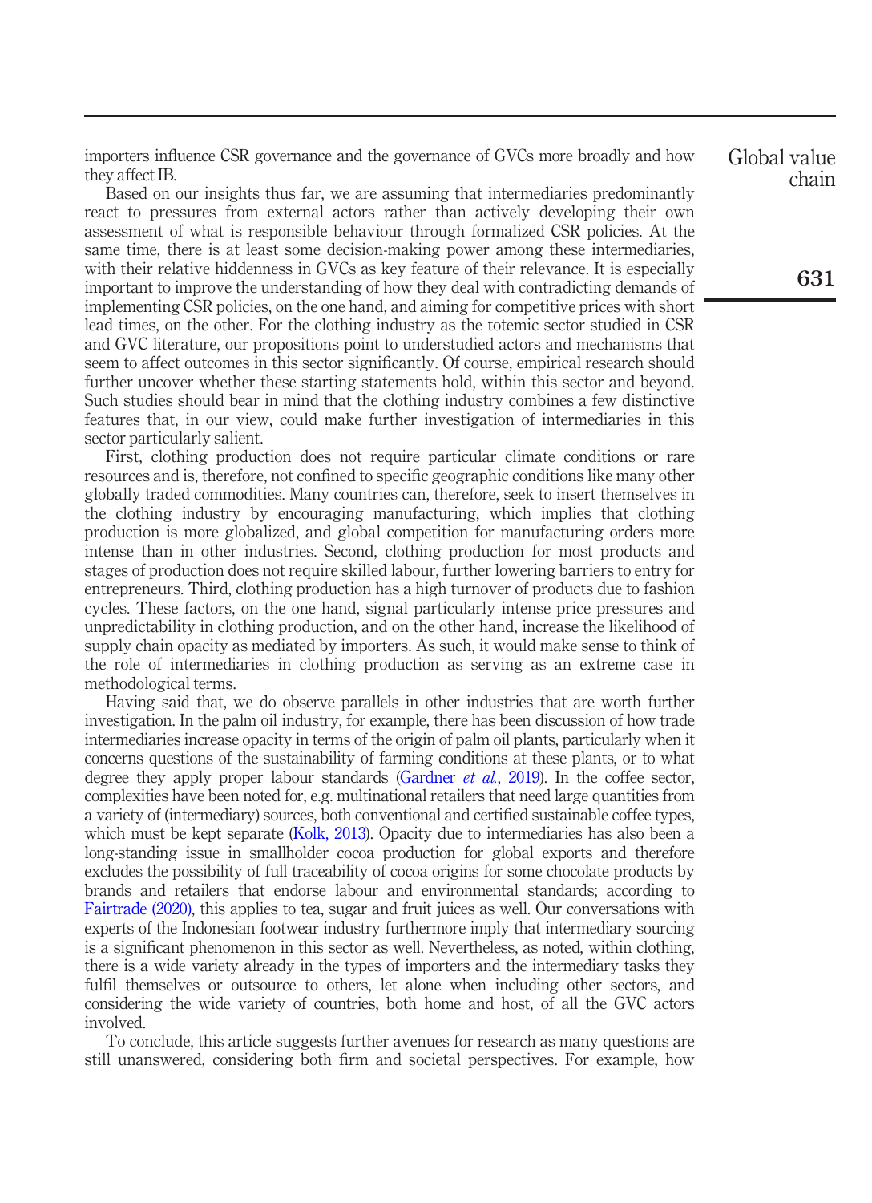importers influence CSR governance and the governance of GVCs more broadly and how they affect IB.

Based on our insights thus far, we are assuming that intermediaries predominantly react to pressures from external actors rather than actively developing their own assessment of what is responsible behaviour through formalized CSR policies. At the same time, there is at least some decision-making power among these intermediaries, with their relative hiddenness in GVCs as key feature of their relevance. It is especially important to improve the understanding of how they deal with contradicting demands of implementing CSR policies, on the one hand, and aiming for competitive prices with short lead times, on the other. For the clothing industry as the totemic sector studied in CSR and GVC literature, our propositions point to understudied actors and mechanisms that seem to affect outcomes in this sector significantly. Of course, empirical research should further uncover whether these starting statements hold, within this sector and beyond. Such studies should bear in mind that the clothing industry combines a few distinctive features that, in our view, could make further investigation of intermediaries in this sector particularly salient.

First, clothing production does not require particular climate conditions or rare resources and is, therefore, not confined to specific geographic conditions like many other globally traded commodities. Many countries can, therefore, seek to insert themselves in the clothing industry by encouraging manufacturing, which implies that clothing production is more globalized, and global competition for manufacturing orders more intense than in other industries. Second, clothing production for most products and stages of production does not require skilled labour, further lowering barriers to entry for entrepreneurs. Third, clothing production has a high turnover of products due to fashion cycles. These factors, on the one hand, signal particularly intense price pressures and unpredictability in clothing production, and on the other hand, increase the likelihood of supply chain opacity as mediated by importers. As such, it would make sense to think of the role of intermediaries in clothing production as serving as an extreme case in methodological terms.

Having said that, we do observe parallels in other industries that are worth further investigation. In the palm oil industry, for example, there has been discussion of how trade intermediaries increase opacity in terms of the origin of palm oil plants, particularly when it concerns questions of the sustainability of farming conditions at these plants, or to what degree they apply proper labour standards (Gardner *et al.*, 2019). In the coffee sector, complexities have been noted for, e.g. multinational retailers that need large quantities from a variety of (intermediary) sources, both conventional and certified sustainable coffee types, which must be kept separate (Kolk, 2013). Opacity due to intermediaries has also been a long-standing issue in smallholder cocoa production for global exports and therefore excludes the possibility of full traceability of cocoa origins for some chocolate products by brands and retailers that endorse labour and environmental standards; according to Fairtrade (2020), this applies to tea, sugar and fruit juices as well. Our conversations with experts of the Indonesian footwear industry furthermore imply that intermediary sourcing is a significant phenomenon in this sector as well. Nevertheless, as noted, within clothing, there is a wide variety already in the types of importers and the intermediary tasks they fulfil themselves or outsource to others, let alone when including other sectors, and considering the wide variety of countries, both home and host, of all the GVC actors involved.

To conclude, this article suggests further avenues for research as many questions are still unanswered, considering both firm and societal perspectives. For example, how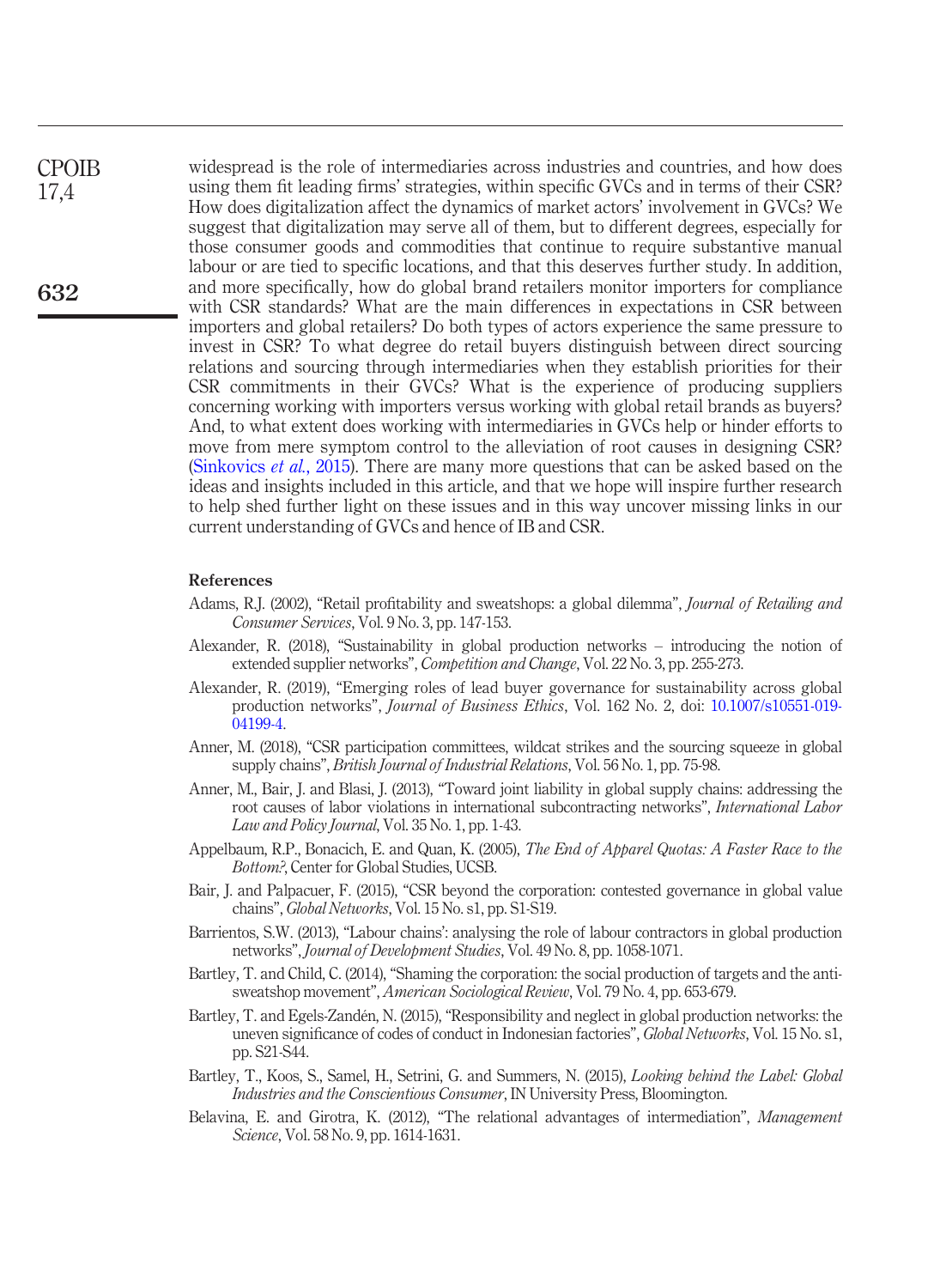widespread is the role of intermediaries across industries and countries, and how does using them fit leading firms' strategies, within specific GVCs and in terms of their CSR? How does digitalization affect the dynamics of market actors' involvement in GVCs? We suggest that digitalization may serve all of them, but to different degrees, especially for those consumer goods and commodities that continue to require substantive manual labour or are tied to specific locations, and that this deserves further study. In addition, and more specifically, how do global brand retailers monitor importers for compliance with CSR standards? What are the main differences in expectations in CSR between importers and global retailers? Do both types of actors experience the same pressure to invest in CSR? To what degree do retail buyers distinguish between direct sourcing relations and sourcing through intermediaries when they establish priorities for their CSR commitments in their GVCs? What is the experience of producing suppliers concerning working with importers versus working with global retail brands as buyers? And, to what extent does working with intermediaries in GVCs help or hinder efforts to move from mere symptom control to the alleviation of root causes in designing CSR? (Sinkovics *et al.*, 2015). There are many more questions that can be asked based on the ideas and insights included in this article, and that we hope will inspire further research to help shed further light on these issues and in this way uncover missing links in our current understanding of GVCs and hence of IB and CSR.

## References

Adams, R.J. (2002), "Retail profitability and sweatshops: a global dilemma", *Journal of Retailing and Consumer Services*, Vol. 9 No. 3, pp. 147-153.

Alexander, R. (2018), "Sustainability in global production networks – introducing the notion of extended supplier networks", *Competition and Change*, Vol. 22 No. 3, pp. 255-273.

Alexander, R. (2019), "Emerging roles of lead buyer governance for sustainability across global production networks", *Journal of Business Ethics*, Vol. 162 No. 2, doi: 10.1007/s10551-019-04199-4.

Anner, M. (2018), "CSR participation committees, wildcat strikes and the sourcing squeeze in global supply chains", *British Journal of Industrial Relations*, Vol. 56 No. 1, pp. 75-98.

Anner, M., Bair, J. and Blasi, J. (2013), "Toward joint liability in global supply chains: addressing the root causes of labor violations in international subcontracting networks", *International Labor Law and Policy Journal*, Vol. 35 No. 1, pp. 1-43.

Appelbaum, R.P., Bonacich, E. and Quan, K. (2005), *The End of Apparel Quotas: A Faster Race to the Bottom?*, Center for Global Studies, UCSB.

Bair, J. and Palpacuer, F. (2015), "CSR beyond the corporation: contested governance in global value chains", *Global Networks*, Vol. 15 No. s1, pp. S1-S19.

Barrientos, S.W. (2013), "'Labour chains': analysing the role of labour contractors in global production networks", *Journal of Development Studies*, Vol. 49 No. 8, pp. 1058-1071.

Bartley, T. and Child, C. (2014), "Shaming the corporation: the social production of targets and the anti-sweatshop movement", *American Sociological Review*, Vol. 79 No. 4, pp. 653-679.

Bartley, T. and Egels-Zandén, N. (2015), "Responsibility and neglect in global production networks: the uneven significance of codes of conduct in Indonesian factories", *Global Networks*, Vol. 15 No. s1, pp. S21-S44.

Bartley, T., Koos, S., Samel, H., Setrini, G. and Summers, N. (2015), *Looking behind the Label: Global Industries and the Conscientious Consumer*, IN University Press, Bloomington.

Belavina, E. and Girotra, K. (2012), "The relational advantages of intermediation", *Management Science*, Vol. 58 No. 9, pp. 1614-1631.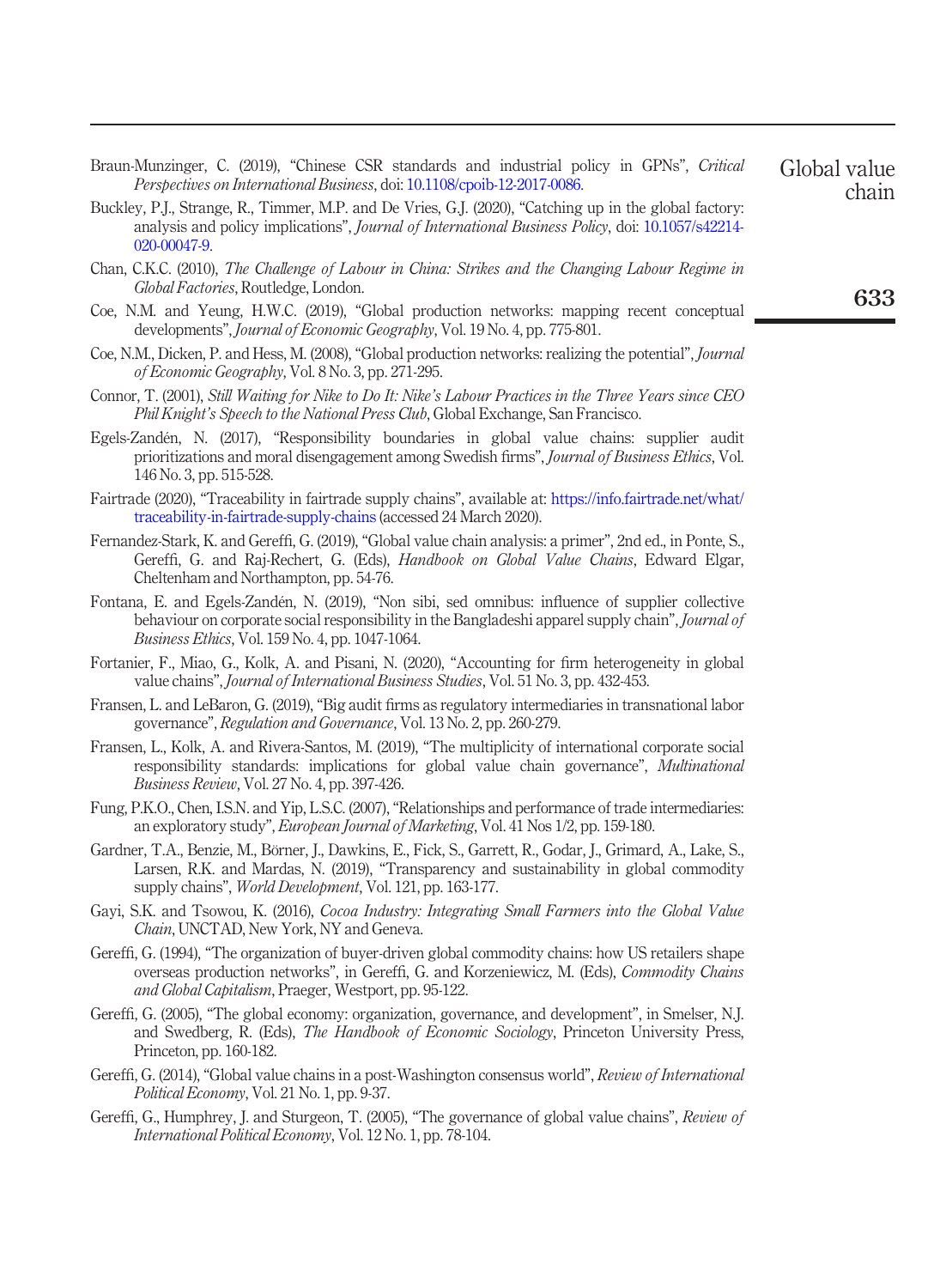Braun-Munzinger, C. (2019), "Chinese CSR standards and industrial policy in GPNs", *Critical Perspectives on International Business*, doi: 10.1108/cpoib-12-2017-0086.

Buckley, P.J., Strange, R., Timmer, M.P. and De Vries, G.J. (2020), "Catching up in the global factory: analysis and policy implications", *Journal of International Business Policy*, doi: 10.1057/s42214-020-00047-9.

Chan, C.K.C. (2010), *The Challenge of Labour in China: Strikes and the Changing Labour Regime in Global Factories*, Routledge, London.

Coe, N.M. and Yeung, H.W.C. (2019), "Global production networks: mapping recent conceptual developments", *Journal of Economic Geography*, Vol. 19 No. 4, pp. 775-801.

Coe, N.M., Dicken, P. and Hess, M. (2008), "Global production networks: realizing the potential", *Journal of Economic Geography*, Vol. 8 No. 3, pp. 271-295.

Connor, T. (2001), *Still Waiting for Nike to Do It: Nike's Labour Practices in the Three Years since CEO Phil Knight's Speech to the National Press Club*, Global Exchange, San Francisco.

Egels-Zandén, N. (2017), "Responsibility boundaries in global value chains: supplier audit prioritizations and moral disengagement among Swedish firms", *Journal of Business Ethics*, Vol. 146 No. 3, pp. 515-528.

Fairtrade (2020), "Traceability in fairtrade supply chains", available at: https://info.fairtrade.net/what/traceability-in-fairtrade-supply-chains (accessed 24 March 2020).

Fernandez-Stark, K. and Gereffi, G. (2019), "Global value chain analysis: a primer", 2nd ed., in Ponte, S., Gereffi, G. and Raj-Rechert, G. (Eds), *Handbook on Global Value Chains*, Edward Elgar, Cheltenham and Northampton, pp. 54-76.

Fontana, E. and Egels-Zandén, N. (2019), "Non sibi, sed omnibus: influence of supplier collective behaviour on corporate social responsibility in the Bangladeshi apparel supply chain", *Journal of Business Ethics*, Vol. 159 No. 4, pp. 1047-1064.

Fortanier, F., Miao, G., Kolk, A. and Pisani, N. (2020), "Accounting for firm heterogeneity in global value chains", *Journal of International Business Studies*, Vol. 51 No. 3, pp. 432-453.

Fransen, L. and LeBaron, G. (2019), "Big audit firms as regulatory intermediaries in transnational labor governance", *Regulation and Governance*, Vol. 13 No. 2, pp. 260-279.

Fransen, L., Kolk, A. and Rivera-Santos, M. (2019), "The multiplicity of international corporate social responsibility standards: implications for global value chain governance", *Multinational Business Review*, Vol. 27 No. 4, pp. 397-426.

Fung, P.K.O., Chen, I.S.N. and Yip, L.S.C. (2007), "Relationships and performance of trade intermediaries: an exploratory study", *European Journal of Marketing*, Vol. 41 Nos 1/2, pp. 159-180.

Gardner, T.A., Benzie, M., Börner, J., Dawkins, E., Fick, S., Garrett, R., Godar, J., Grimard, A., Lake, S., Larsen, R.K. and Mardas, N. (2019), "Transparency and sustainability in global commodity supply chains", *World Development*, Vol. 121, pp. 163-177.

Gayi, S.K. and Tsowou, K. (2016), *Cocoa Industry: Integrating Small Farmers into the Global Value Chain*, UNCTAD, New York, NY and Geneva.

Gereffi, G. (1994), "The organization of buyer-driven global commodity chains: how US retailers shape overseas production networks", in Gereffi, G. and Korzeniewicz, M. (Eds), *Commodity Chains and Global Capitalism*, Praeger, Westport, pp. 95-122.

Gereffi, G. (2005), "The global economy: organization, governance, and development", in Smelser, N.J. and Swedberg, R. (Eds), *The Handbook of Economic Sociology*, Princeton University Press, Princeton, pp. 160-182.

Gereffi, G. (2014), "Global value chains in a post-Washington consensus world", *Review of International Political Economy*, Vol. 21 No. 1, pp. 9-37.

Gereffi, G., Humphrey, J. and Sturgeon, T. (2005), "The governance of global value chains", *Review of International Political Economy*, Vol. 12 No. 1, pp. 78-104.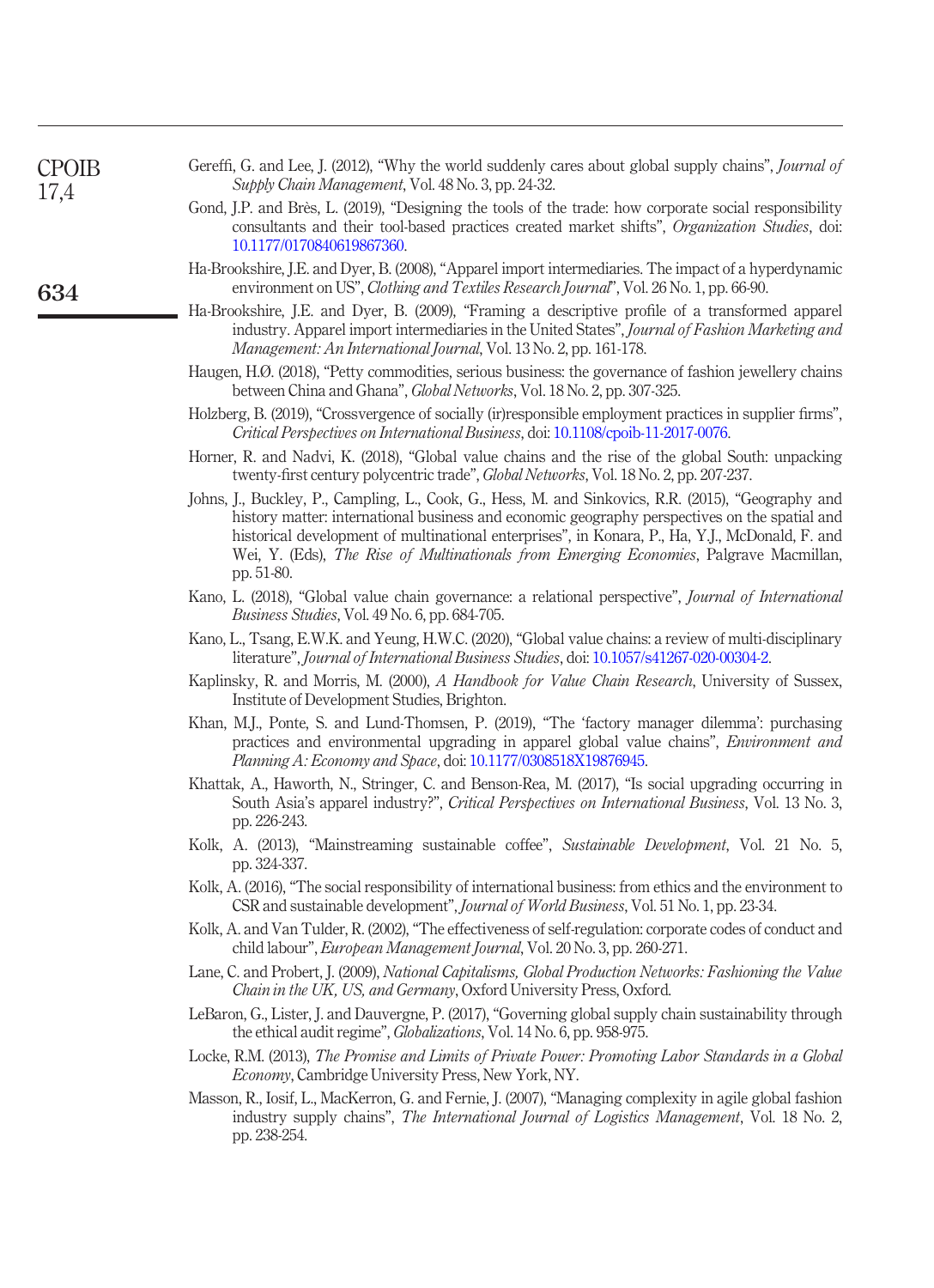Gereffi, G. and Lee, J. (2012), "Why the world suddenly cares about global supply chains", *Journal of Supply Chain Management*, Vol. 48 No. 3, pp. 24-32.

Gond, J.P. and Brès, L. (2019), "Designing the tools of the trade: how corporate social responsibility consultants and their tool-based practices created market shifts", *Organization Studies*, doi: 10.1177/0170840619867360.

Ha-Brookshire, J.E. and Dyer, B. (2008), "Apparel import intermediaries. The impact of a hyperdynamic environment on US", *Clothing and Textiles Research Journal*", Vol. 26 No. 1, pp. 66-90.

Ha-Brookshire, J.E. and Dyer, B. (2009), "Framing a descriptive profile of a transformed apparel industry. Apparel import intermediaries in the United States", *Journal of Fashion Marketing and Management: An International Journal*, Vol. 13 No. 2, pp. 161-178.

Haugen, H.Ø. (2018), "Petty commodities, serious business: the governance of fashion jewellery chains between China and Ghana", *Global Networks*, Vol. 18 No. 2, pp. 307-325.

Holzberg, B. (2019), "Crossvergence of socially (ir)responsible employment practices in supplier firms", *Critical Perspectives on International Business*, doi: 10.1108/cpoib-11-2017-0076.

Horner, R. and Nadvi, K. (2018), "Global value chains and the rise of the global South: unpacking twenty-first century polycentric trade", *Global Networks*, Vol. 18 No. 2, pp. 207-237.

Johns, J., Buckley, P., Campling, L., Cook, G., Hess, M. and Sinkovics, R.R. (2015), "Geography and history matter: international business and economic geography perspectives on the spatial and historical development of multinational enterprises", in Konara, P., Ha, Y.J., McDonald, F. and Wei, Y. (Eds), *The Rise of Multinationals from Emerging Economies*, Palgrave Macmillan, pp. 51-80.

Kano, L. (2018), "Global value chain governance: a relational perspective", *Journal of International Business Studies*, Vol. 49 No. 6, pp. 684-705.

Kano, L., Tsang, E.W.K. and Yeung, H.W.C. (2020), "Global value chains: a review of multi-disciplinary literature", *Journal of International Business Studies*, doi: 10.1057/s41267-020-00304-2.

Kaplinsky, R. and Morris, M. (2000), *A Handbook for Value Chain Research*, University of Sussex, Institute of Development Studies, Brighton.

Khan, M.J., Ponte, S. and Lund-Thomsen, P. (2019), "The 'factory manager dilemma': purchasing practices and environmental upgrading in apparel global value chains", *Environment and Planning A: Economy and Space*, doi: 10.1177/0308518X19876945.

Khattak, A., Haworth, N., Stringer, C. and Benson-Rea, M. (2017), "Is social upgrading occurring in South Asia's apparel industry?", *Critical Perspectives on International Business*, Vol. 13 No. 3, pp. 226-243.

Kolk, A. (2013), "Mainstreaming sustainable coffee", *Sustainable Development*, Vol. 21 No. 5, pp. 324-337.

Kolk, A. (2016), "The social responsibility of international business: from ethics and the environment to CSR and sustainable development", *Journal of World Business*, Vol. 51 No. 1, pp. 23-34.

Kolk, A. and Van Tulder, R. (2002), "The effectiveness of self-regulation: corporate codes of conduct and child labour", *European Management Journal*, Vol. 20 No. 3, pp. 260-271.

Lane, C. and Probert, J. (2009), *National Capitalisms, Global Production Networks: Fashioning the Value Chain in the UK, US, and Germany*, Oxford University Press, Oxford.

LeBaron, G., Lister, J. and Dauvergne, P. (2017), "Governing global supply chain sustainability through the ethical audit regime", *Globalizations*, Vol. 14 No. 6, pp. 958-975.

Locke, R.M. (2013), *The Promise and Limits of Private Power: Promoting Labor Standards in a Global Economy*, Cambridge University Press, New York, NY.

Masson, R., Iosif, L., MacKerron, G. and Fernie, J. (2007), "Managing complexity in agile global fashion industry supply chains", *The International Journal of Logistics Management*, Vol. 18 No. 2, pp. 238-254.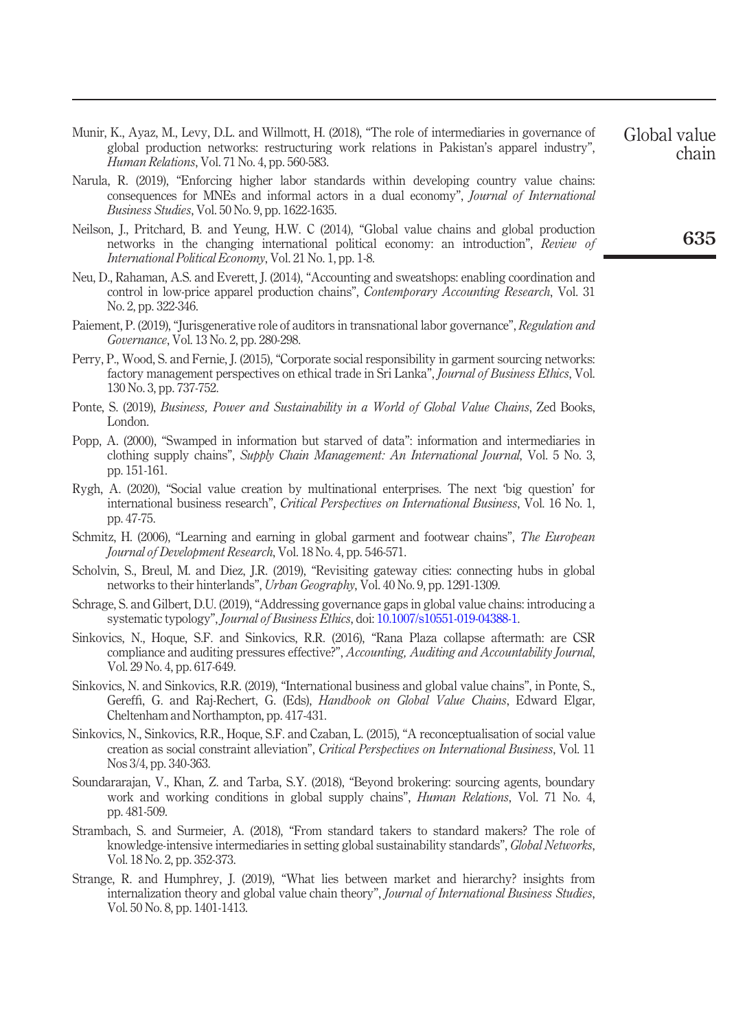Munir, K., Ayaz, M., Levy, D.L. and Willmott, H. (2018), "The role of intermediaries in governance of global production networks: restructuring work relations in Pakistan's apparel industry", *Human Relations*, Vol. 71 No. 4, pp. 560-583.

Narula, R. (2019), "Enforcing higher labor standards within developing country value chains: consequences for MNEs and informal actors in a dual economy", *Journal of International Business Studies*, Vol. 50 No. 9, pp. 1622-1635.

Neilson, J., Pritchard, B. and Yeung, H.W. C (2014), "Global value chains and global production networks in the changing international political economy: an introduction", *Review of International Political Economy*, Vol. 21 No. 1, pp. 1-8.

Neu, D., Rahaman, A.S. and Everett, J. (2014), "Accounting and sweatshops: enabling coordination and control in low-price apparel production chains", *Contemporary Accounting Research*, Vol. 31 No. 2, pp. 322-346.

Paiement, P. (2019), "Jurisgenerative role of auditors in transnational labor governance", *Regulation and Governance*, Vol. 13 No. 2, pp. 280-298.

Perry, P., Wood, S. and Fernie, J. (2015), "Corporate social responsibility in garment sourcing networks: factory management perspectives on ethical trade in Sri Lanka", *Journal of Business Ethics*, Vol. 130 No. 3, pp. 737-752.

Ponte, S. (2019), *Business, Power and Sustainability in a World of Global Value Chains*, Zed Books, London.

Popp, A. (2000), "Swamped in information but starved of data": information and intermediaries in clothing supply chains", *Supply Chain Management: An International Journal*, Vol. 5 No. 3, pp. 151-161.

Rygh, A. (2020), "Social value creation by multinational enterprises. The next 'big question' for international business research", *Critical Perspectives on International Business*, Vol. 16 No. 1, pp. 47-75.

Schmitz, H. (2006), "Learning and earning in global garment and footwear chains", *The European Journal of Development Research*, Vol. 18 No. 4, pp. 546-571.

Scholvin, S., Breul, M. and Diez, J.R. (2019), "Revisiting gateway cities: connecting hubs in global networks to their hinterlands", *Urban Geography*, Vol. 40 No. 9, pp. 1291-1309.

Schrage, S. and Gilbert, D.U. (2019), "Addressing governance gaps in global value chains: introducing a systematic typology", *Journal of Business Ethics*, doi: 10.1007/s10551-019-04388-1.

Sinkovics, N., Hoque, S.F. and Sinkovics, R.R. (2016), "Rana Plaza collapse aftermath: are CSR compliance and auditing pressures effective?", *Accounting, Auditing and Accountability Journal*, Vol. 29 No. 4, pp. 617-649.

Sinkovics, N. and Sinkovics, R.R. (2019), "International business and global value chains", in Ponte, S., Gereffi, G. and Raj-Rechert, G. (Eds), *Handbook on Global Value Chains*, Edward Elgar, Cheltenham and Northampton, pp. 417-431.

Sinkovics, N., Sinkovics, R.R., Hoque, S.F. and Czaban, L. (2015), "A reconceptualisation of social value creation as social constraint alleviation", *Critical Perspectives on International Business*, Vol. 11 Nos 3/4, pp. 340-363.

Soundararajan, V., Khan, Z. and Tarba, S.Y. (2018), "Beyond brokering: sourcing agents, boundary work and working conditions in global supply chains", *Human Relations*, Vol. 71 No. 4, pp. 481-509.

Strambach, S. and Surmeier, A. (2018), "From standard takers to standard makers? The role of knowledge-intensive intermediaries in setting global sustainability standards", *Global Networks*, Vol. 18 No. 2, pp. 352-373.

Strange, R. and Humphrey, J. (2019), "What lies between market and hierarchy? insights from internalization theory and global value chain theory", *Journal of International Business Studies*, Vol. 50 No. 8, pp. 1401-1413.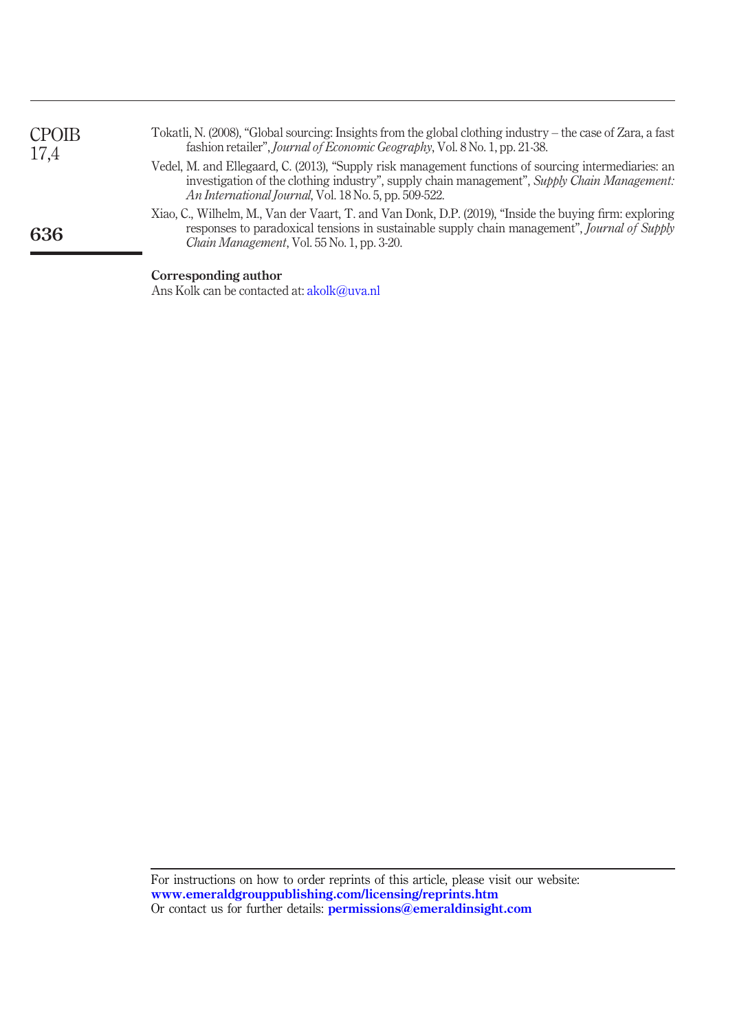Tokatli, N. (2008), "Global sourcing: Insights from the global clothing industry – the case of Zara, a fast fashion retailer", *Journal of Economic Geography*, Vol. 8 No. 1, pp. 21-38.

Vedel, M. and Ellegaard, C. (2013), "Supply risk management functions of sourcing intermediaries: an investigation of the clothing industry", supply chain management", *Supply Chain Management: An International Journal*, Vol. 18 No. 5, pp. 509-522.

Xiao, C., Wilhelm, M., Van der Vaart, T. and Van Donk, D.P. (2019), "Inside the buying firm: exploring responses to paradoxical tensions in sustainable supply chain management", *Journal of Supply Chain Management*, Vol. 55 No. 1, pp. 3-20.

**Corresponding author**

Ans Kolk can be contacted at: akolk@uva.nl

For instructions on how to order reprints of this article, please visit our website:
**www.emeraldgrouppublishing.com/licensing/reprints.htm**
Or contact us for further details: **permissions@emeraldinsight.com**